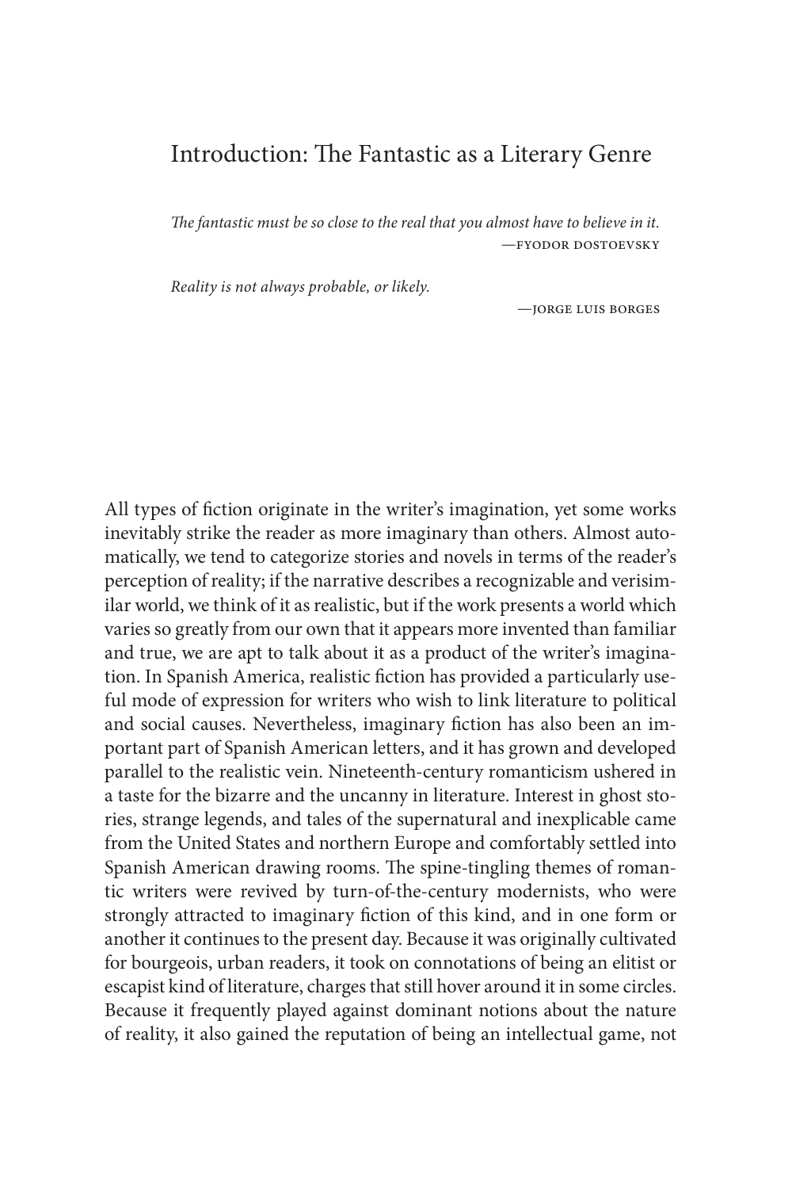# Introduction: The Fantastic as a Literary Genre

> *The fantastic must be so close to the real that you almost have to believe in it.*
> —FYODOR DOSTOEVSKY

> *Reality is not always probable, or likely.*
> —JORGE LUIS BORGES

All types of fiction originate in the writer's imagination, yet some works inevitably strike the reader as more imaginary than others. Almost automatically, we tend to categorize stories and novels in terms of the reader's perception of reality; if the narrative describes a recognizable and verisimilar world, we think of it as realistic, but if the work presents a world which varies so greatly from our own that it appears more invented than familiar and true, we are apt to talk about it as a product of the writer's imagination. In Spanish America, realistic fiction has provided a particularly useful mode of expression for writers who wish to link literature to political and social causes. Nevertheless, imaginary fiction has also been an important part of Spanish American letters, and it has grown and developed parallel to the realistic vein. Nineteenth-century romanticism ushered in a taste for the bizarre and the uncanny in literature. Interest in ghost stories, strange legends, and tales of the supernatural and inexplicable came from the United States and northern Europe and comfortably settled into Spanish American drawing rooms. The spine-tingling themes of romantic writers were revived by turn-of-the-century modernists, who were strongly attracted to imaginary fiction of this kind, and in one form or another it continues to the present day. Because it was originally cultivated for bourgeois, urban readers, it took on connotations of being an elitist or escapist kind of literature, charges that still hover around it in some circles. Because it frequently played against dominant notions about the nature of reality, it also gained the reputation of being an intellectual game, not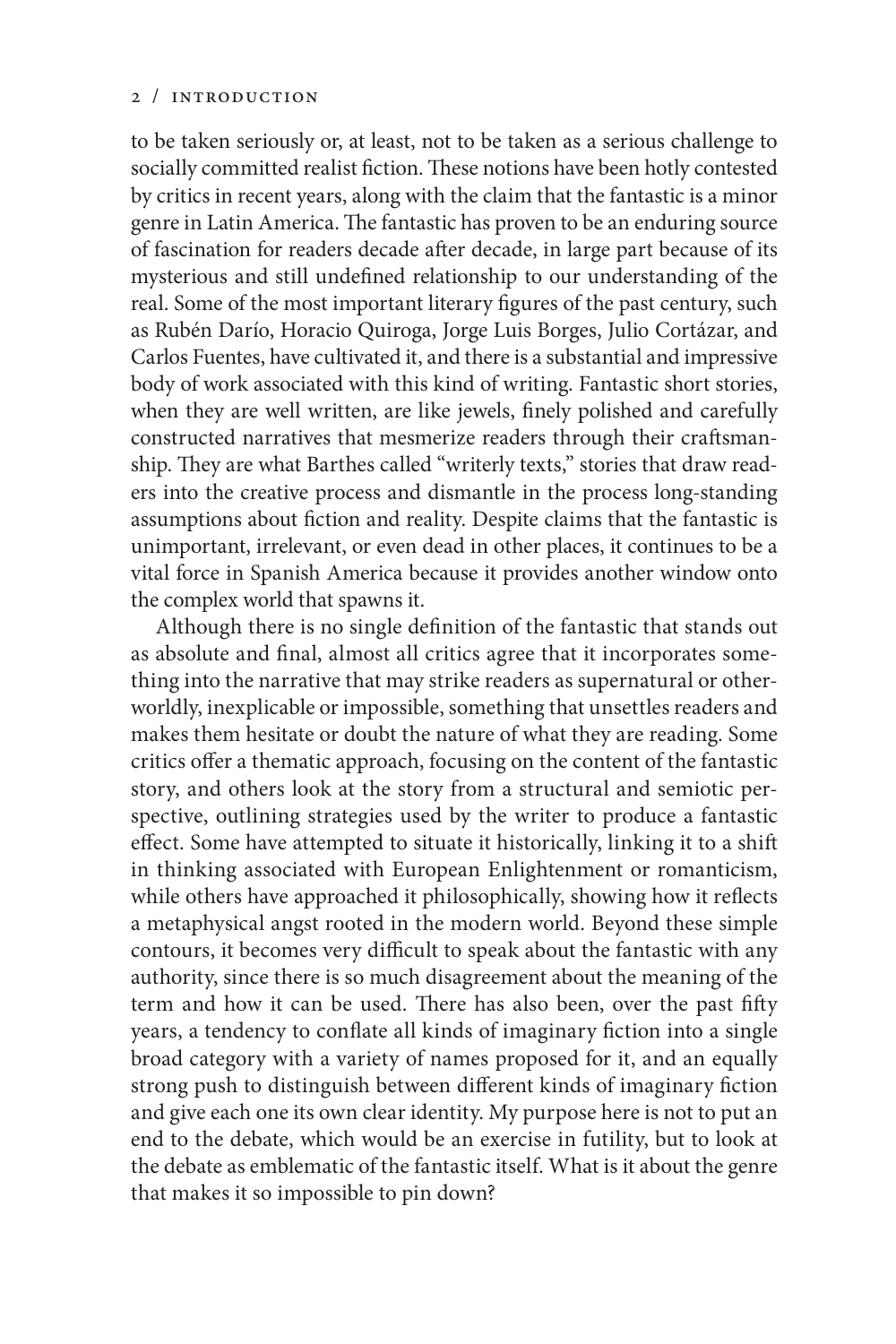to be taken seriously or, at least, not to be taken as a serious challenge to socially committed realist fiction. These notions have been hotly contested by critics in recent years, along with the claim that the fantastic is a minor genre in Latin America. The fantastic has proven to be an enduring source of fascination for readers decade after decade, in large part because of its mysterious and still undefined relationship to our understanding of the real. Some of the most important literary figures of the past century, such as Rubén Darío, Horacio Quiroga, Jorge Luis Borges, Julio Cortázar, and Carlos Fuentes, have cultivated it, and there is a substantial and impressive body of work associated with this kind of writing. Fantastic short stories, when they are well written, are like jewels, finely polished and carefully constructed narratives that mesmerize readers through their craftsmanship. They are what Barthes called "writerly texts," stories that draw readers into the creative process and dismantle in the process long-standing assumptions about fiction and reality. Despite claims that the fantastic is unimportant, irrelevant, or even dead in other places, it continues to be a vital force in Spanish America because it provides another window onto the complex world that spawns it.

Although there is no single definition of the fantastic that stands out as absolute and final, almost all critics agree that it incorporates something into the narrative that may strike readers as supernatural or otherworldly, inexplicable or impossible, something that unsettles readers and makes them hesitate or doubt the nature of what they are reading. Some critics offer a thematic approach, focusing on the content of the fantastic story, and others look at the story from a structural and semiotic perspective, outlining strategies used by the writer to produce a fantastic effect. Some have attempted to situate it historically, linking it to a shift in thinking associated with European Enlightenment or romanticism, while others have approached it philosophically, showing how it reflects a metaphysical angst rooted in the modern world. Beyond these simple contours, it becomes very difficult to speak about the fantastic with any authority, since there is so much disagreement about the meaning of the term and how it can be used. There has also been, over the past fifty years, a tendency to conflate all kinds of imaginary fiction into a single broad category with a variety of names proposed for it, and an equally strong push to distinguish between different kinds of imaginary fiction and give each one its own clear identity. My purpose here is not to put an end to the debate, which would be an exercise in futility, but to look at the debate as emblematic of the fantastic itself. What is it about the genre that makes it so impossible to pin down?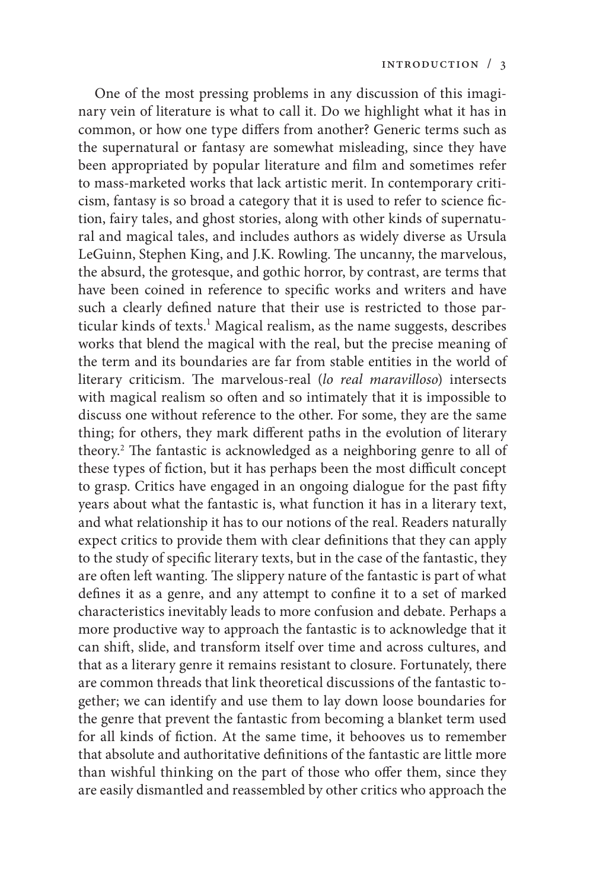One of the most pressing problems in any discussion of this imaginary vein of literature is what to call it. Do we highlight what it has in common, or how one type differs from another? Generic terms such as the supernatural or fantasy are somewhat misleading, since they have been appropriated by popular literature and film and sometimes refer to mass-marketed works that lack artistic merit. In contemporary criticism, fantasy is so broad a category that it is used to refer to science fiction, fairy tales, and ghost stories, along with other kinds of supernatural and magical tales, and includes authors as widely diverse as Ursula LeGuinn, Stephen King, and J.K. Rowling. The uncanny, the marvelous, the absurd, the grotesque, and gothic horror, by contrast, are terms that have been coined in reference to specific works and writers and have such a clearly defined nature that their use is restricted to those particular kinds of texts.[1] Magical realism, as the name suggests, describes works that blend the magical with the real, but the precise meaning of the term and its boundaries are far from stable entities in the world of literary criticism. The marvelous-real (*lo real maravilloso*) intersects with magical realism so often and so intimately that it is impossible to discuss one without reference to the other. For some, they are the same thing; for others, they mark different paths in the evolution of literary theory.[2] The fantastic is acknowledged as a neighboring genre to all of these types of fiction, but it has perhaps been the most difficult concept to grasp. Critics have engaged in an ongoing dialogue for the past fifty years about what the fantastic is, what function it has in a literary text, and what relationship it has to our notions of the real. Readers naturally expect critics to provide them with clear definitions that they can apply to the study of specific literary texts, but in the case of the fantastic, they are often left wanting. The slippery nature of the fantastic is part of what defines it as a genre, and any attempt to confine it to a set of marked characteristics inevitably leads to more confusion and debate. Perhaps a more productive way to approach the fantastic is to acknowledge that it can shift, slide, and transform itself over time and across cultures, and that as a literary genre it remains resistant to closure. Fortunately, there are common threads that link theoretical discussions of the fantastic together; we can identify and use them to lay down loose boundaries for the genre that prevent the fantastic from becoming a blanket term used for all kinds of fiction. At the same time, it behooves us to remember that absolute and authoritative definitions of the fantastic are little more than wishful thinking on the part of those who offer them, since they are easily dismantled and reassembled by other critics who approach the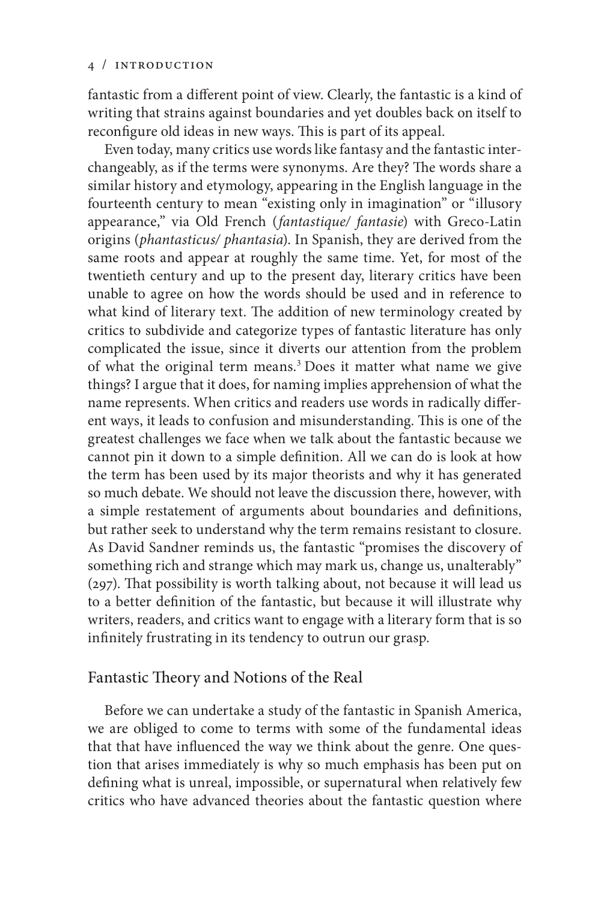fantastic from a different point of view. Clearly, the fantastic is a kind of writing that strains against boundaries and yet doubles back on itself to reconfigure old ideas in new ways. This is part of its appeal.

Even today, many critics use words like fantasy and the fantastic interchangeably, as if the terms were synonyms. Are they? The words share a similar history and etymology, appearing in the English language in the fourteenth century to mean "existing only in imagination" or "illusory appearance," via Old French (*fantastique/ fantasie*) with Greco-Latin origins (*phantasticus/ phantasia*). In Spanish, they are derived from the same roots and appear at roughly the same time. Yet, for most of the twentieth century and up to the present day, literary critics have been unable to agree on how the words should be used and in reference to what kind of literary text. The addition of new terminology created by critics to subdivide and categorize types of fantastic literature has only complicated the issue, since it diverts our attention from the problem of what the original term means.[3] Does it matter what name we give things? I argue that it does, for naming implies apprehension of what the name represents. When critics and readers use words in radically different ways, it leads to confusion and misunderstanding. This is one of the greatest challenges we face when we talk about the fantastic because we cannot pin it down to a simple definition. All we can do is look at how the term has been used by its major theorists and why it has generated so much debate. We should not leave the discussion there, however, with a simple restatement of arguments about boundaries and definitions, but rather seek to understand why the term remains resistant to closure. As David Sandner reminds us, the fantastic "promises the discovery of something rich and strange which may mark us, change us, unalterably" (297). That possibility is worth talking about, not because it will lead us to a better definition of the fantastic, but because it will illustrate why writers, readers, and critics want to engage with a literary form that is so infinitely frustrating in its tendency to outrun our grasp.

## Fantastic Theory and Notions of the Real

Before we can undertake a study of the fantastic in Spanish America, we are obliged to come to terms with some of the fundamental ideas that that have influenced the way we think about the genre. One question that arises immediately is why so much emphasis has been put on defining what is unreal, impossible, or supernatural when relatively few critics who have advanced theories about the fantastic question where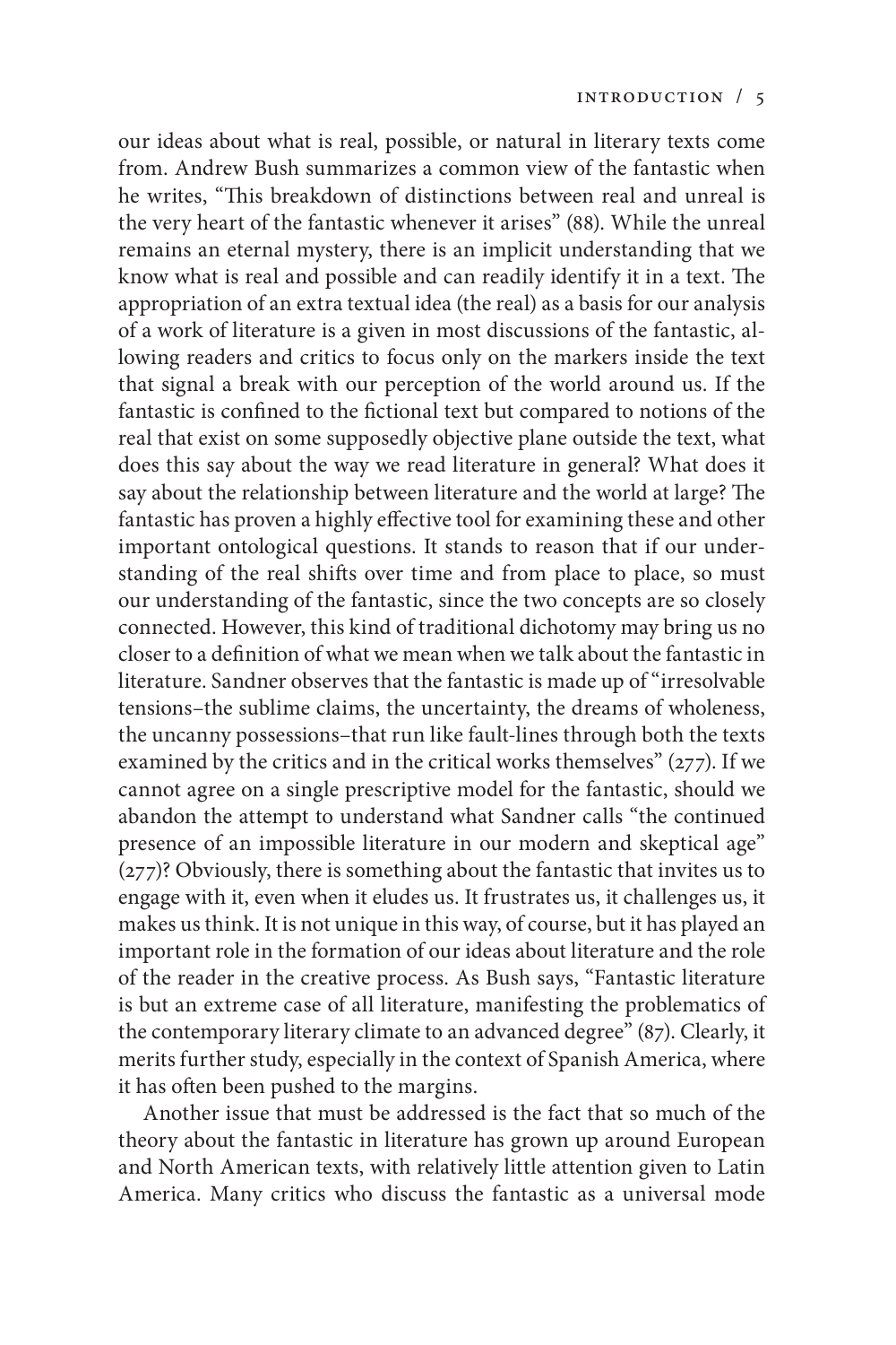our ideas about what is real, possible, or natural in literary texts come from. Andrew Bush summarizes a common view of the fantastic when he writes, "This breakdown of distinctions between real and unreal is the very heart of the fantastic whenever it arises" (88). While the unreal remains an eternal mystery, there is an implicit understanding that we know what is real and possible and can readily identify it in a text. The appropriation of an extra textual idea (the real) as a basis for our analysis of a work of literature is a given in most discussions of the fantastic, allowing readers and critics to focus only on the markers inside the text that signal a break with our perception of the world around us. If the fantastic is confined to the fictional text but compared to notions of the real that exist on some supposedly objective plane outside the text, what does this say about the way we read literature in general? What does it say about the relationship between literature and the world at large? The fantastic has proven a highly effective tool for examining these and other important ontological questions. It stands to reason that if our understanding of the real shifts over time and from place to place, so must our understanding of the fantastic, since the two concepts are so closely connected. However, this kind of traditional dichotomy may bring us no closer to a definition of what we mean when we talk about the fantastic in literature. Sandner observes that the fantastic is made up of "irresolvable tensions–the sublime claims, the uncertainty, the dreams of wholeness, the uncanny possessions–that run like fault-lines through both the texts examined by the critics and in the critical works themselves" (277). If we cannot agree on a single prescriptive model for the fantastic, should we abandon the attempt to understand what Sandner calls "the continued presence of an impossible literature in our modern and skeptical age" (277)? Obviously, there is something about the fantastic that invites us to engage with it, even when it eludes us. It frustrates us, it challenges us, it makes us think. It is not unique in this way, of course, but it has played an important role in the formation of our ideas about literature and the role of the reader in the creative process. As Bush says, "Fantastic literature is but an extreme case of all literature, manifesting the problematics of the contemporary literary climate to an advanced degree" (87). Clearly, it merits further study, especially in the context of Spanish America, where it has often been pushed to the margins.

Another issue that must be addressed is the fact that so much of the theory about the fantastic in literature has grown up around European and North American texts, with relatively little attention given to Latin America. Many critics who discuss the fantastic as a universal mode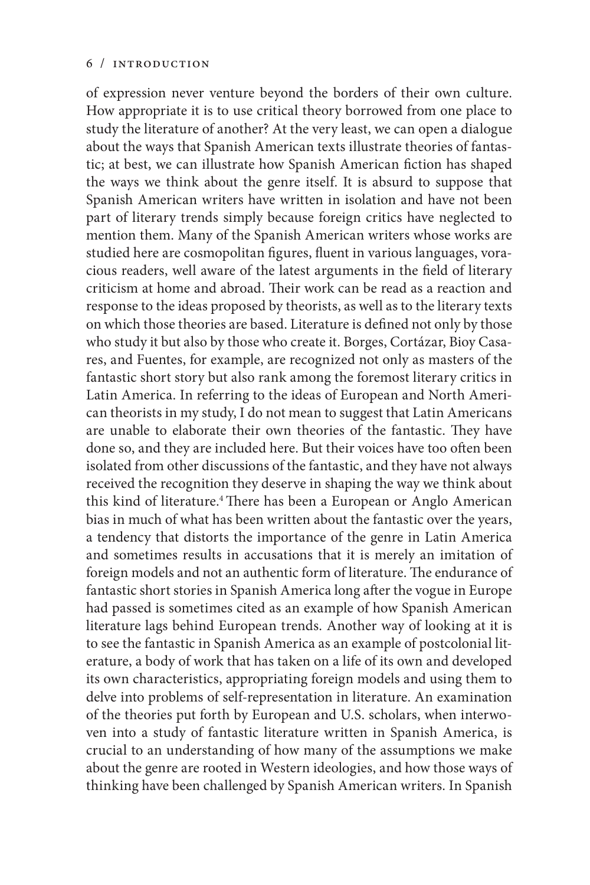of expression never venture beyond the borders of their own culture. How appropriate it is to use critical theory borrowed from one place to study the literature of another? At the very least, we can open a dialogue about the ways that Spanish American texts illustrate theories of fantastic; at best, we can illustrate how Spanish American fiction has shaped the ways we think about the genre itself. It is absurd to suppose that Spanish American writers have written in isolation and have not been part of literary trends simply because foreign critics have neglected to mention them. Many of the Spanish American writers whose works are studied here are cosmopolitan figures, fluent in various languages, voracious readers, well aware of the latest arguments in the field of literary criticism at home and abroad. Their work can be read as a reaction and response to the ideas proposed by theorists, as well as to the literary texts on which those theories are based. Literature is defined not only by those who study it but also by those who create it. Borges, Cortázar, Bioy Casares, and Fuentes, for example, are recognized not only as masters of the fantastic short story but also rank among the foremost literary critics in Latin America. In referring to the ideas of European and North American theorists in my study, I do not mean to suggest that Latin Americans are unable to elaborate their own theories of the fantastic. They have done so, and they are included here. But their voices have too often been isolated from other discussions of the fantastic, and they have not always received the recognition they deserve in shaping the way we think about this kind of literature.[4] There has been a European or Anglo American bias in much of what has been written about the fantastic over the years, a tendency that distorts the importance of the genre in Latin America and sometimes results in accusations that it is merely an imitation of foreign models and not an authentic form of literature. The endurance of fantastic short stories in Spanish America long after the vogue in Europe had passed is sometimes cited as an example of how Spanish American literature lags behind European trends. Another way of looking at it is to see the fantastic in Spanish America as an example of postcolonial literature, a body of work that has taken on a life of its own and developed its own characteristics, appropriating foreign models and using them to delve into problems of self-representation in literature. An examination of the theories put forth by European and U.S. scholars, when interwoven into a study of fantastic literature written in Spanish America, is crucial to an understanding of how many of the assumptions we make about the genre are rooted in Western ideologies, and how those ways of thinking have been challenged by Spanish American writers. In Spanish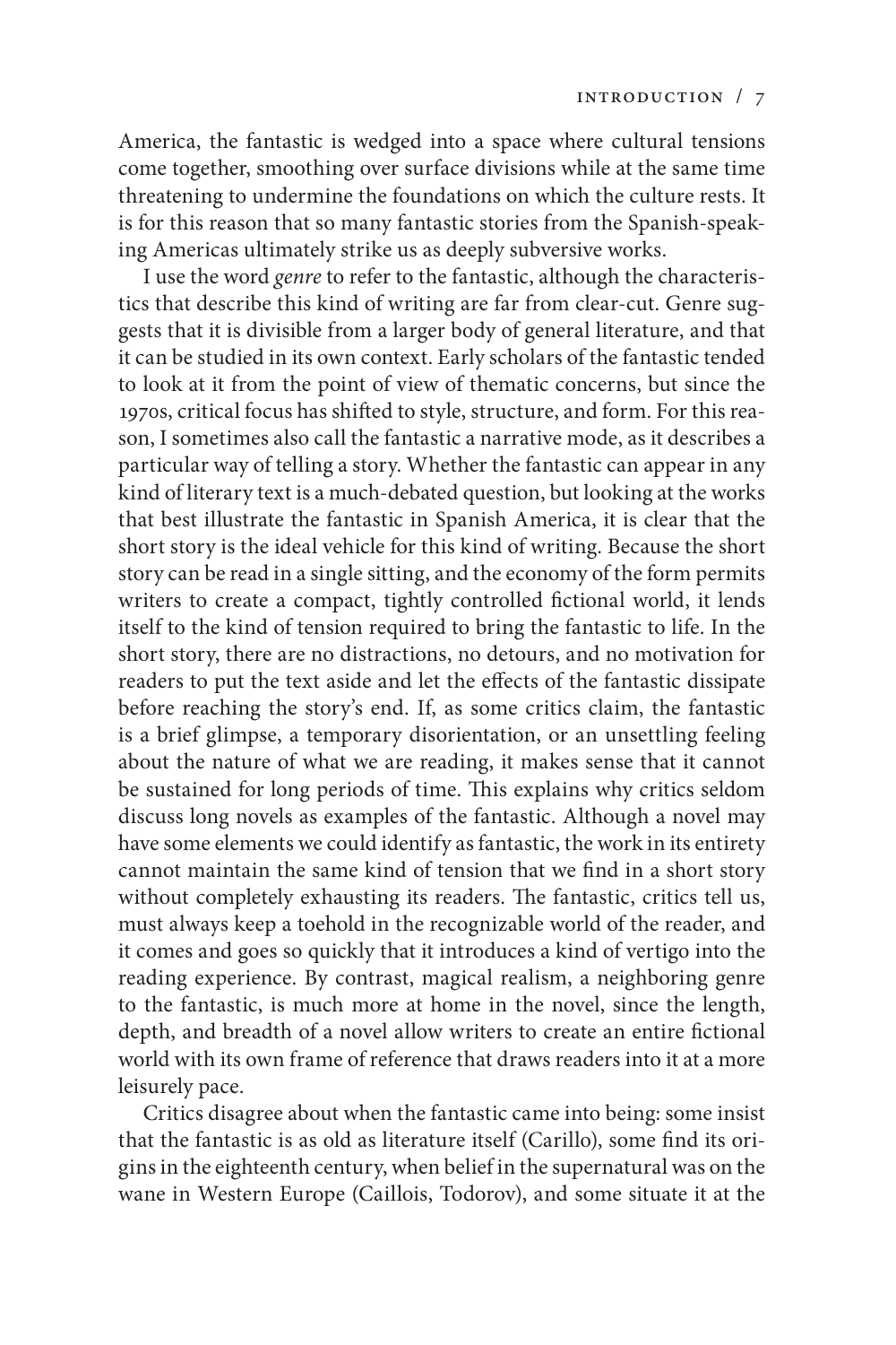America, the fantastic is wedged into a space where cultural tensions come together, smoothing over surface divisions while at the same time threatening to undermine the foundations on which the culture rests. It is for this reason that so many fantastic stories from the Spanish-speaking Americas ultimately strike us as deeply subversive works.

I use the word *genre* to refer to the fantastic, although the characteristics that describe this kind of writing are far from clear-cut. Genre suggests that it is divisible from a larger body of general literature, and that it can be studied in its own context. Early scholars of the fantastic tended to look at it from the point of view of thematic concerns, but since the 1970s, critical focus has shifted to style, structure, and form. For this reason, I sometimes also call the fantastic a narrative mode, as it describes a particular way of telling a story. Whether the fantastic can appear in any kind of literary text is a much-debated question, but looking at the works that best illustrate the fantastic in Spanish America, it is clear that the short story is the ideal vehicle for this kind of writing. Because the short story can be read in a single sitting, and the economy of the form permits writers to create a compact, tightly controlled fictional world, it lends itself to the kind of tension required to bring the fantastic to life. In the short story, there are no distractions, no detours, and no motivation for readers to put the text aside and let the effects of the fantastic dissipate before reaching the story's end. If, as some critics claim, the fantastic is a brief glimpse, a temporary disorientation, or an unsettling feeling about the nature of what we are reading, it makes sense that it cannot be sustained for long periods of time. This explains why critics seldom discuss long novels as examples of the fantastic. Although a novel may have some elements we could identify as fantastic, the work in its entirety cannot maintain the same kind of tension that we find in a short story without completely exhausting its readers. The fantastic, critics tell us, must always keep a toehold in the recognizable world of the reader, and it comes and goes so quickly that it introduces a kind of vertigo into the reading experience. By contrast, magical realism, a neighboring genre to the fantastic, is much more at home in the novel, since the length, depth, and breadth of a novel allow writers to create an entire fictional world with its own frame of reference that draws readers into it at a more leisurely pace.

Critics disagree about when the fantastic came into being: some insist that the fantastic is as old as literature itself (Carillo), some find its origins in the eighteenth century, when belief in the supernatural was on the wane in Western Europe (Caillois, Todorov), and some situate it at the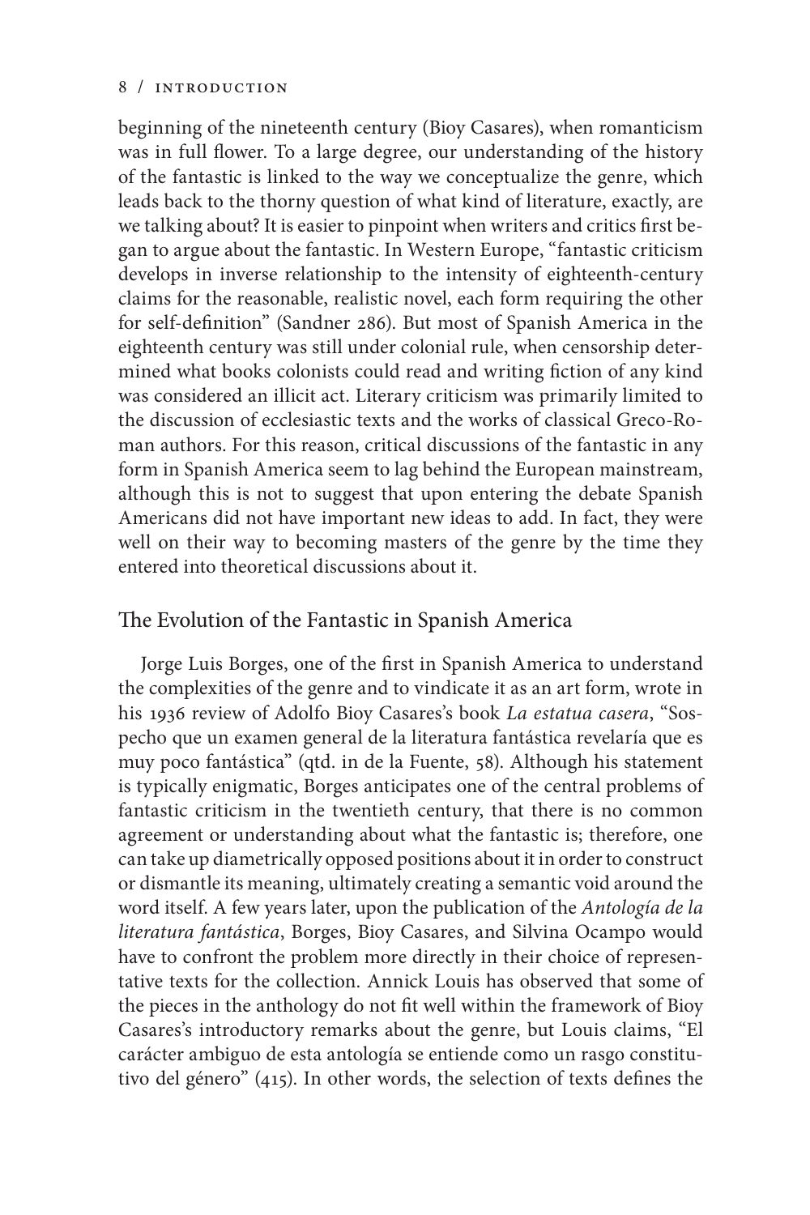beginning of the nineteenth century (Bioy Casares), when romanticism was in full flower. To a large degree, our understanding of the history of the fantastic is linked to the way we conceptualize the genre, which leads back to the thorny question of what kind of literature, exactly, are we talking about? It is easier to pinpoint when writers and critics first began to argue about the fantastic. In Western Europe, "fantastic criticism develops in inverse relationship to the intensity of eighteenth-century claims for the reasonable, realistic novel, each form requiring the other for self-definition" (Sandner 286). But most of Spanish America in the eighteenth century was still under colonial rule, when censorship determined what books colonists could read and writing fiction of any kind was considered an illicit act. Literary criticism was primarily limited to the discussion of ecclesiastic texts and the works of classical Greco-Roman authors. For this reason, critical discussions of the fantastic in any form in Spanish America seem to lag behind the European mainstream, although this is not to suggest that upon entering the debate Spanish Americans did not have important new ideas to add. In fact, they were well on their way to becoming masters of the genre by the time they entered into theoretical discussions about it.

## The Evolution of the Fantastic in Spanish America

Jorge Luis Borges, one of the first in Spanish America to understand the complexities of the genre and to vindicate it as an art form, wrote in his 1936 review of Adolfo Bioy Casares's book *La estatua casera*, "Sospecho que un examen general de la literatura fantástica revelaría que es muy poco fantástica" (qtd. in de la Fuente, 58). Although his statement is typically enigmatic, Borges anticipates one of the central problems of fantastic criticism in the twentieth century, that there is no common agreement or understanding about what the fantastic is; therefore, one can take up diametrically opposed positions about it in order to construct or dismantle its meaning, ultimately creating a semantic void around the word itself. A few years later, upon the publication of the *Antología de la literatura fantástica*, Borges, Bioy Casares, and Silvina Ocampo would have to confront the problem more directly in their choice of representative texts for the collection. Annick Louis has observed that some of the pieces in the anthology do not fit well within the framework of Bioy Casares's introductory remarks about the genre, but Louis claims, "El carácter ambiguo de esta antología se entiende como un rasgo constitutivo del género" (415). In other words, the selection of texts defines the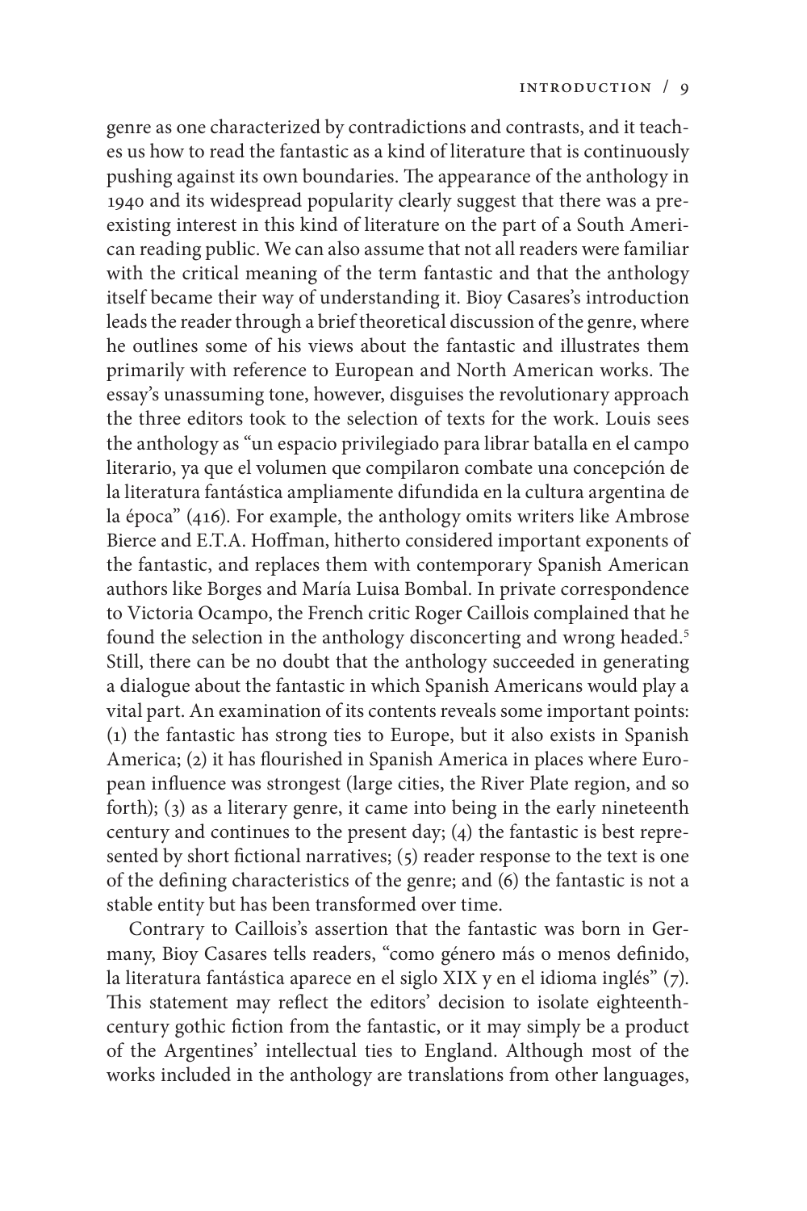genre as one characterized by contradictions and contrasts, and it teaches us how to read the fantastic as a kind of literature that is continuously pushing against its own boundaries. The appearance of the anthology in 1940 and its widespread popularity clearly suggest that there was a preexisting interest in this kind of literature on the part of a South American reading public. We can also assume that not all readers were familiar with the critical meaning of the term fantastic and that the anthology itself became their way of understanding it. Bioy Casares's introduction leads the reader through a brief theoretical discussion of the genre, where he outlines some of his views about the fantastic and illustrates them primarily with reference to European and North American works. The essay's unassuming tone, however, disguises the revolutionary approach the three editors took to the selection of texts for the work. Louis sees the anthology as "un espacio privilegiado para librar batalla en el campo literario, ya que el volumen que compilaron combate una concepción de la literatura fantástica ampliamente difundida en la cultura argentina de la época" (416). For example, the anthology omits writers like Ambrose Bierce and E.T.A. Hoffman, hitherto considered important exponents of the fantastic, and replaces them with contemporary Spanish American authors like Borges and María Luisa Bombal. In private correspondence to Victoria Ocampo, the French critic Roger Caillois complained that he found the selection in the anthology disconcerting and wrong headed.[5] Still, there can be no doubt that the anthology succeeded in generating a dialogue about the fantastic in which Spanish Americans would play a vital part. An examination of its contents reveals some important points: (1) the fantastic has strong ties to Europe, but it also exists in Spanish America; (2) it has flourished in Spanish America in places where European influence was strongest (large cities, the River Plate region, and so forth); (3) as a literary genre, it came into being in the early nineteenth century and continues to the present day; (4) the fantastic is best represented by short fictional narratives; (5) reader response to the text is one of the defining characteristics of the genre; and (6) the fantastic is not a stable entity but has been transformed over time.

Contrary to Caillois's assertion that the fantastic was born in Germany, Bioy Casares tells readers, "como género más o menos definido, la literatura fantástica aparece en el siglo XIX y en el idioma inglés" (7). This statement may reflect the editors' decision to isolate eighteenth-century gothic fiction from the fantastic, or it may simply be a product of the Argentines' intellectual ties to England. Although most of the works included in the anthology are translations from other languages,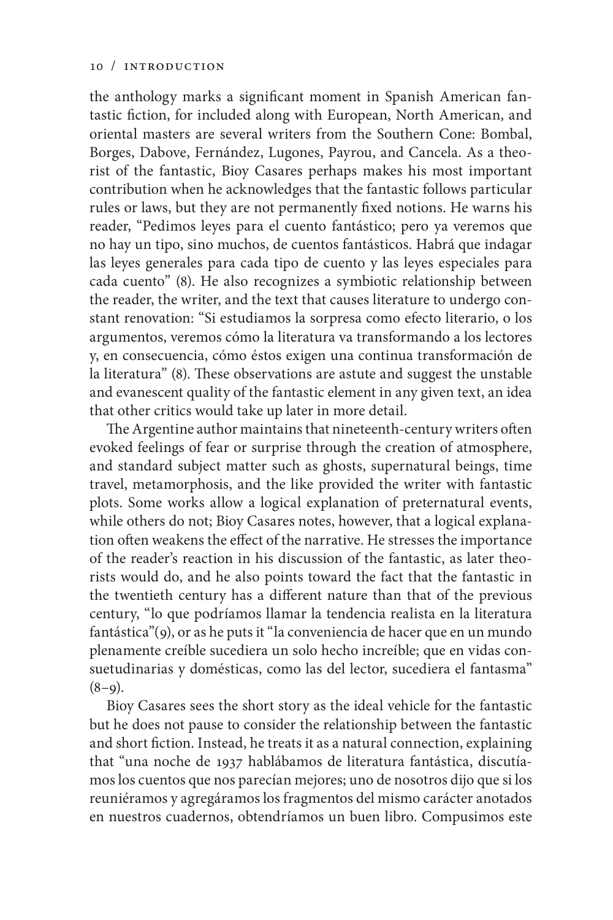the anthology marks a significant moment in Spanish American fantastic fiction, for included along with European, North American, and oriental masters are several writers from the Southern Cone: Bombal, Borges, Dabove, Fernández, Lugones, Payrou, and Cancela. As a theorist of the fantastic, Bioy Casares perhaps makes his most important contribution when he acknowledges that the fantastic follows particular rules or laws, but they are not permanently fixed notions. He warns his reader, "Pedimos leyes para el cuento fantástico; pero ya veremos que no hay un tipo, sino muchos, de cuentos fantásticos. Habrá que indagar las leyes generales para cada tipo de cuento y las leyes especiales para cada cuento" (8). He also recognizes a symbiotic relationship between the reader, the writer, and the text that causes literature to undergo constant renovation: "Si estudiamos la sorpresa como efecto literario, o los argumentos, veremos cómo la literatura va transformando a los lectores y, en consecuencia, cómo éstos exigen una continua transformación de la literatura" (8). These observations are astute and suggest the unstable and evanescent quality of the fantastic element in any given text, an idea that other critics would take up later in more detail.

The Argentine author maintains that nineteenth-century writers often evoked feelings of fear or surprise through the creation of atmosphere, and standard subject matter such as ghosts, supernatural beings, time travel, metamorphosis, and the like provided the writer with fantastic plots. Some works allow a logical explanation of preternatural events, while others do not; Bioy Casares notes, however, that a logical explanation often weakens the effect of the narrative. He stresses the importance of the reader's reaction in his discussion of the fantastic, as later theorists would do, and he also points toward the fact that the fantastic in the twentieth century has a different nature than that of the previous century, "lo que podríamos llamar la tendencia realista en la literatura fantástica"(9), or as he puts it "la conveniencia de hacer que en un mundo plenamente creíble sucediera un solo hecho increíble; que en vidas consuetudinarias y domésticas, como las del lector, sucediera el fantasma" (8–9).

Bioy Casares sees the short story as the ideal vehicle for the fantastic but he does not pause to consider the relationship between the fantastic and short fiction. Instead, he treats it as a natural connection, explaining that "una noche de 1937 hablábamos de literatura fantástica, discutíamos los cuentos que nos parecían mejores; uno de nosotros dijo que si los reuniéramos y agregáramos los fragmentos del mismo carácter anotados en nuestros cuadernos, obtendríamos un buen libro. Compusimos este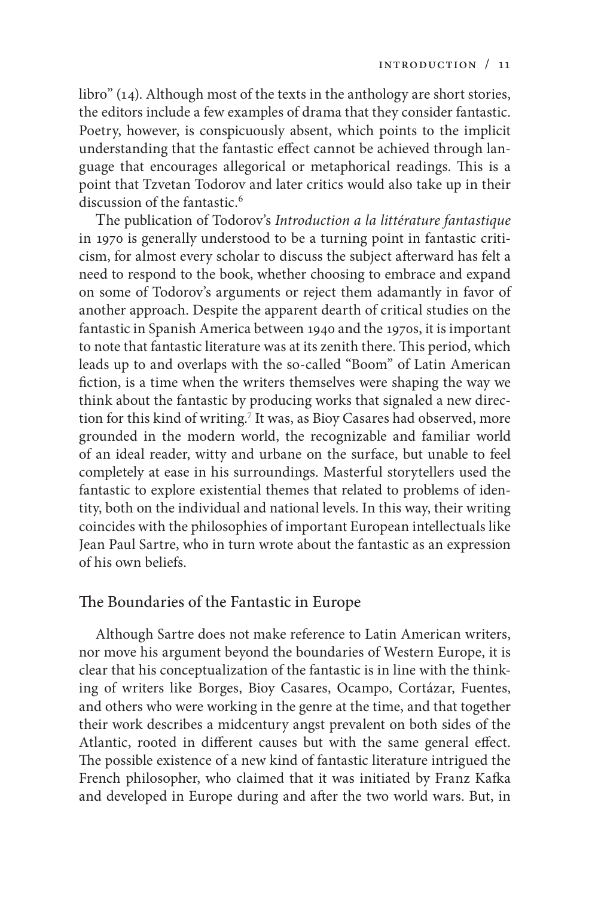libro" (14). Although most of the texts in the anthology are short stories, the editors include a few examples of drama that they consider fantastic. Poetry, however, is conspicuously absent, which points to the implicit understanding that the fantastic effect cannot be achieved through language that encourages allegorical or metaphorical readings. This is a point that Tzvetan Todorov and later critics would also take up in their discussion of the fantastic.[6]

The publication of Todorov's *Introduction a la littérature fantastique* in 1970 is generally understood to be a turning point in fantastic criticism, for almost every scholar to discuss the subject afterward has felt a need to respond to the book, whether choosing to embrace and expand on some of Todorov's arguments or reject them adamantly in favor of another approach. Despite the apparent dearth of critical studies on the fantastic in Spanish America between 1940 and the 1970s, it is important to note that fantastic literature was at its zenith there. This period, which leads up to and overlaps with the so-called "Boom" of Latin American fiction, is a time when the writers themselves were shaping the way we think about the fantastic by producing works that signaled a new direction for this kind of writing.[7] It was, as Bioy Casares had observed, more grounded in the modern world, the recognizable and familiar world of an ideal reader, witty and urbane on the surface, but unable to feel completely at ease in his surroundings. Masterful storytellers used the fantastic to explore existential themes that related to problems of identity, both on the individual and national levels. In this way, their writing coincides with the philosophies of important European intellectuals like Jean Paul Sartre, who in turn wrote about the fantastic as an expression of his own beliefs.

## The Boundaries of the Fantastic in Europe

Although Sartre does not make reference to Latin American writers, nor move his argument beyond the boundaries of Western Europe, it is clear that his conceptualization of the fantastic is in line with the thinking of writers like Borges, Bioy Casares, Ocampo, Cortázar, Fuentes, and others who were working in the genre at the time, and that together their work describes a midcentury angst prevalent on both sides of the Atlantic, rooted in different causes but with the same general effect. The possible existence of a new kind of fantastic literature intrigued the French philosopher, who claimed that it was initiated by Franz Kafka and developed in Europe during and after the two world wars. But, in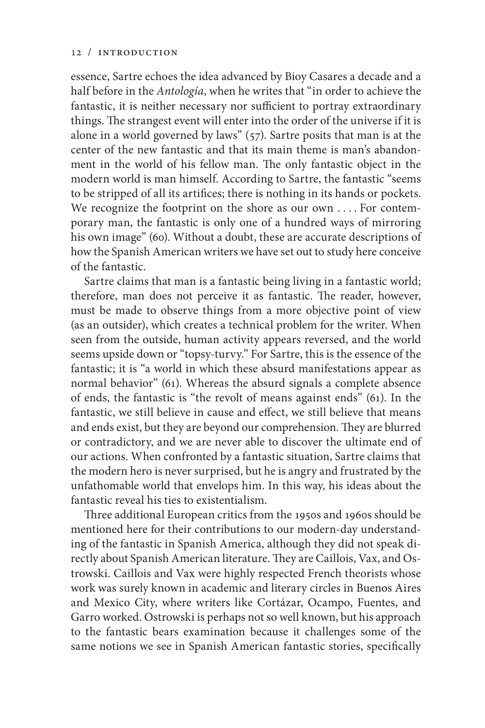essence, Sartre echoes the idea advanced by Bioy Casares a decade and a half before in the *Antología*, when he writes that "in order to achieve the fantastic, it is neither necessary nor sufficient to portray extraordinary things. The strangest event will enter into the order of the universe if it is alone in a world governed by laws" (57). Sartre posits that man is at the center of the new fantastic and that its main theme is man's abandonment in the world of his fellow man. The only fantastic object in the modern world is man himself. According to Sartre, the fantastic "seems to be stripped of all its artifices; there is nothing in its hands or pockets. We recognize the footprint on the shore as our own . . . . For contemporary man, the fantastic is only one of a hundred ways of mirroring his own image" (60). Without a doubt, these are accurate descriptions of how the Spanish American writers we have set out to study here conceive of the fantastic.

Sartre claims that man is a fantastic being living in a fantastic world; therefore, man does not perceive it as fantastic. The reader, however, must be made to observe things from a more objective point of view (as an outsider), which creates a technical problem for the writer. When seen from the outside, human activity appears reversed, and the world seems upside down or "topsy-turvy." For Sartre, this is the essence of the fantastic; it is "a world in which these absurd manifestations appear as normal behavior" (61). Whereas the absurd signals a complete absence of ends, the fantastic is "the revolt of means against ends" (61). In the fantastic, we still believe in cause and effect, we still believe that means and ends exist, but they are beyond our comprehension. They are blurred or contradictory, and we are never able to discover the ultimate end of our actions. When confronted by a fantastic situation, Sartre claims that the modern hero is never surprised, but he is angry and frustrated by the unfathomable world that envelops him. In this way, his ideas about the fantastic reveal his ties to existentialism.

Three additional European critics from the 1950s and 1960s should be mentioned here for their contributions to our modern-day understanding of the fantastic in Spanish America, although they did not speak directly about Spanish American literature. They are Caillois, Vax, and Ostrowski. Caillois and Vax were highly respected French theorists whose work was surely known in academic and literary circles in Buenos Aires and Mexico City, where writers like Cortázar, Ocampo, Fuentes, and Garro worked. Ostrowski is perhaps not so well known, but his approach to the fantastic bears examination because it challenges some of the same notions we see in Spanish American fantastic stories, specifically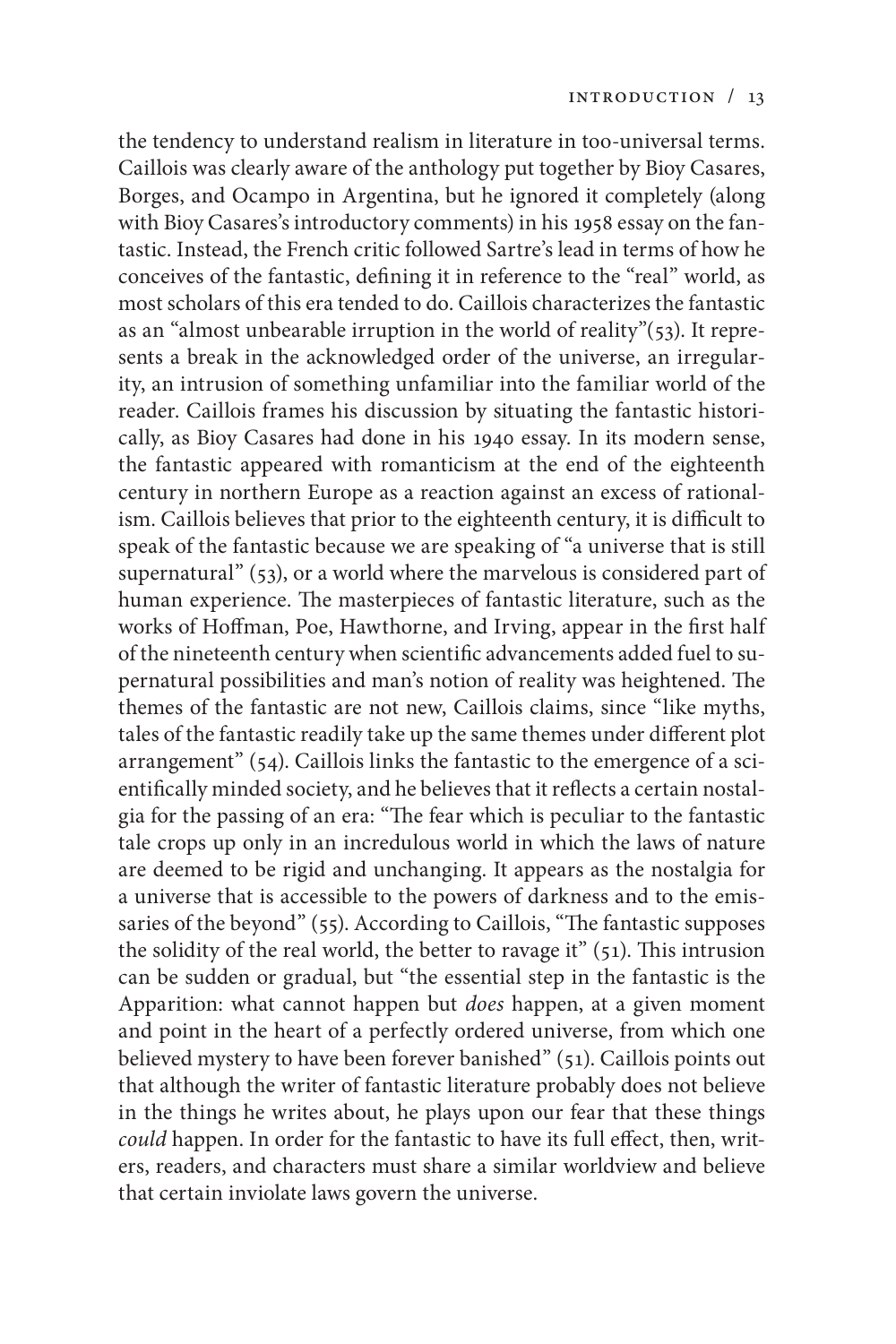the tendency to understand realism in literature in too-universal terms. Caillois was clearly aware of the anthology put together by Bioy Casares, Borges, and Ocampo in Argentina, but he ignored it completely (along with Bioy Casares's introductory comments) in his 1958 essay on the fantastic. Instead, the French critic followed Sartre's lead in terms of how he conceives of the fantastic, defining it in reference to the "real" world, as most scholars of this era tended to do. Caillois characterizes the fantastic as an "almost unbearable irruption in the world of reality"(53). It represents a break in the acknowledged order of the universe, an irregularity, an intrusion of something unfamiliar into the familiar world of the reader. Caillois frames his discussion by situating the fantastic historically, as Bioy Casares had done in his 1940 essay. In its modern sense, the fantastic appeared with romanticism at the end of the eighteenth century in northern Europe as a reaction against an excess of rationalism. Caillois believes that prior to the eighteenth century, it is difficult to speak of the fantastic because we are speaking of "a universe that is still supernatural" (53), or a world where the marvelous is considered part of human experience. The masterpieces of fantastic literature, such as the works of Hoffman, Poe, Hawthorne, and Irving, appear in the first half of the nineteenth century when scientific advancements added fuel to supernatural possibilities and man's notion of reality was heightened. The themes of the fantastic are not new, Caillois claims, since "like myths, tales of the fantastic readily take up the same themes under different plot arrangement" (54). Caillois links the fantastic to the emergence of a scientifically minded society, and he believes that it reflects a certain nostalgia for the passing of an era: "The fear which is peculiar to the fantastic tale crops up only in an incredulous world in which the laws of nature are deemed to be rigid and unchanging. It appears as the nostalgia for a universe that is accessible to the powers of darkness and to the emissaries of the beyond" (55). According to Caillois, "The fantastic supposes the solidity of the real world, the better to ravage it" (51). This intrusion can be sudden or gradual, but "the essential step in the fantastic is the Apparition: what cannot happen but *does* happen, at a given moment and point in the heart of a perfectly ordered universe, from which one believed mystery to have been forever banished" (51). Caillois points out that although the writer of fantastic literature probably does not believe in the things he writes about, he plays upon our fear that these things *could* happen. In order for the fantastic to have its full effect, then, writers, readers, and characters must share a similar worldview and believe that certain inviolate laws govern the universe.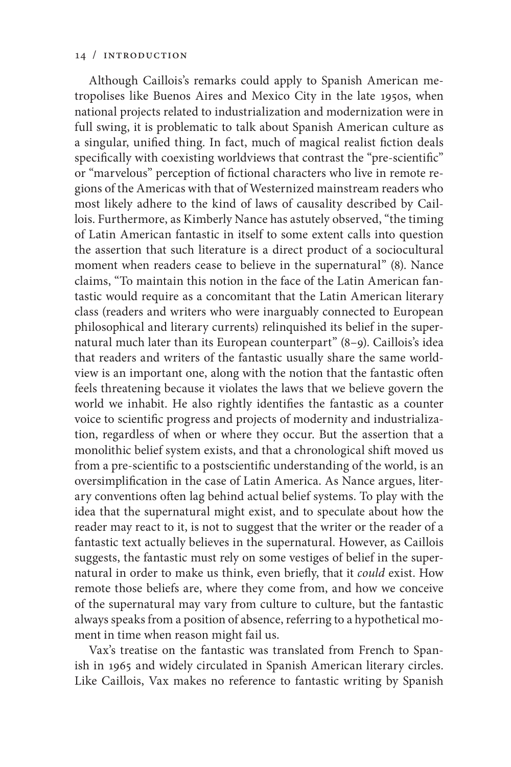Although Caillois's remarks could apply to Spanish American metropolises like Buenos Aires and Mexico City in the late 1950s, when national projects related to industrialization and modernization were in full swing, it is problematic to talk about Spanish American culture as a singular, unified thing. In fact, much of magical realist fiction deals specifically with coexisting worldviews that contrast the "pre-scientific" or "marvelous" perception of fictional characters who live in remote regions of the Americas with that of Westernized mainstream readers who most likely adhere to the kind of laws of causality described by Caillois. Furthermore, as Kimberly Nance has astutely observed, "the timing of Latin American fantastic in itself to some extent calls into question the assertion that such literature is a direct product of a sociocultural moment when readers cease to believe in the supernatural" (8). Nance claims, "To maintain this notion in the face of the Latin American fantastic would require as a concomitant that the Latin American literary class (readers and writers who were inarguably connected to European philosophical and literary currents) relinquished its belief in the supernatural much later than its European counterpart" (8–9). Caillois's idea that readers and writers of the fantastic usually share the same worldview is an important one, along with the notion that the fantastic often feels threatening because it violates the laws that we believe govern the world we inhabit. He also rightly identifies the fantastic as a counter voice to scientific progress and projects of modernity and industrialization, regardless of when or where they occur. But the assertion that a monolithic belief system exists, and that a chronological shift moved us from a pre-scientific to a postscientific understanding of the world, is an oversimplification in the case of Latin America. As Nance argues, literary conventions often lag behind actual belief systems. To play with the idea that the supernatural might exist, and to speculate about how the reader may react to it, is not to suggest that the writer or the reader of a fantastic text actually believes in the supernatural. However, as Caillois suggests, the fantastic must rely on some vestiges of belief in the supernatural in order to make us think, even briefly, that it *could* exist. How remote those beliefs are, where they come from, and how we conceive of the supernatural may vary from culture to culture, but the fantastic always speaks from a position of absence, referring to a hypothetical moment in time when reason might fail us.

Vax's treatise on the fantastic was translated from French to Spanish in 1965 and widely circulated in Spanish American literary circles. Like Caillois, Vax makes no reference to fantastic writing by Spanish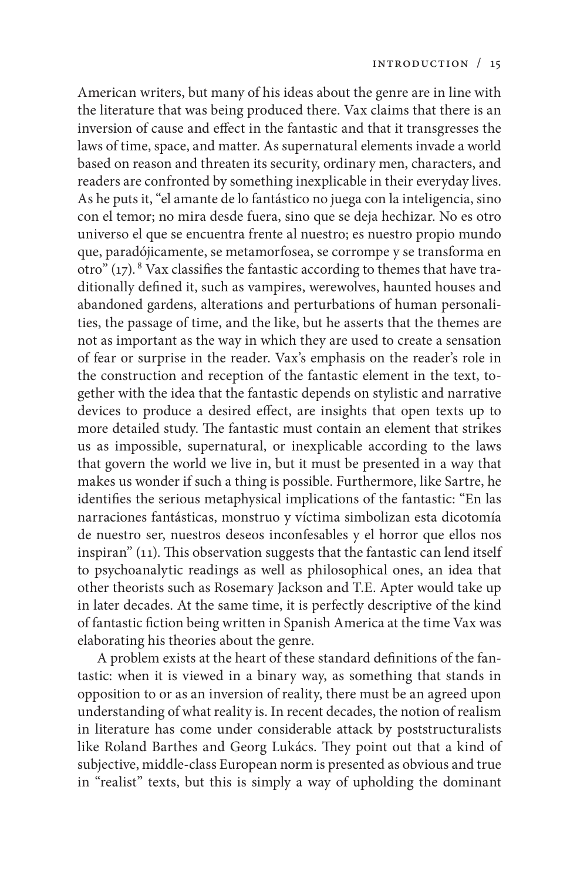American writers, but many of his ideas about the genre are in line with the literature that was being produced there. Vax claims that there is an inversion of cause and effect in the fantastic and that it transgresses the laws of time, space, and matter. As supernatural elements invade a world based on reason and threaten its security, ordinary men, characters, and readers are confronted by something inexplicable in their everyday lives. As he puts it, "el amante de lo fantástico no juega con la inteligencia, sino con el temor; no mira desde fuera, sino que se deja hechizar. No es otro universo el que se encuentra frente al nuestro; es nuestro propio mundo que, paradójicamente, se metamorfosea, se corrompe y se transforma en otro" (17).[8] Vax classifies the fantastic according to themes that have traditionally defined it, such as vampires, werewolves, haunted houses and abandoned gardens, alterations and perturbations of human personalities, the passage of time, and the like, but he asserts that the themes are not as important as the way in which they are used to create a sensation of fear or surprise in the reader. Vax's emphasis on the reader's role in the construction and reception of the fantastic element in the text, together with the idea that the fantastic depends on stylistic and narrative devices to produce a desired effect, are insights that open texts up to more detailed study. The fantastic must contain an element that strikes us as impossible, supernatural, or inexplicable according to the laws that govern the world we live in, but it must be presented in a way that makes us wonder if such a thing is possible. Furthermore, like Sartre, he identifies the serious metaphysical implications of the fantastic: "En las narraciones fantásticas, monstruo y víctima simbolizan esta dicotomía de nuestro ser, nuestros deseos inconfesables y el horror que ellos nos inspiran" (11). This observation suggests that the fantastic can lend itself to psychoanalytic readings as well as philosophical ones, an idea that other theorists such as Rosemary Jackson and T.E. Apter would take up in later decades. At the same time, it is perfectly descriptive of the kind of fantastic fiction being written in Spanish America at the time Vax was elaborating his theories about the genre.

A problem exists at the heart of these standard definitions of the fantastic: when it is viewed in a binary way, as something that stands in opposition to or as an inversion of reality, there must be an agreed upon understanding of what reality is. In recent decades, the notion of realism in literature has come under considerable attack by poststructuralists like Roland Barthes and Georg Lukács. They point out that a kind of subjective, middle-class European norm is presented as obvious and true in "realist" texts, but this is simply a way of upholding the dominant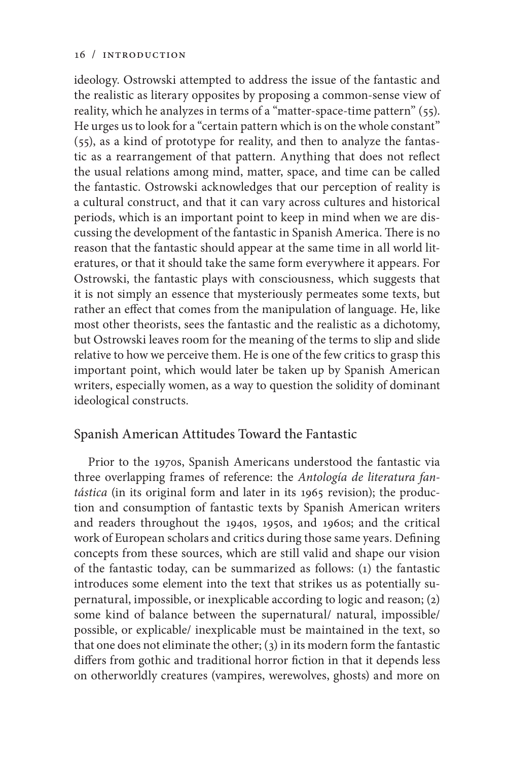ideology. Ostrowski attempted to address the issue of the fantastic and the realistic as literary opposites by proposing a common-sense view of reality, which he analyzes in terms of a "matter-space-time pattern" (55). He urges us to look for a "certain pattern which is on the whole constant" (55), as a kind of prototype for reality, and then to analyze the fantastic as a rearrangement of that pattern. Anything that does not reflect the usual relations among mind, matter, space, and time can be called the fantastic. Ostrowski acknowledges that our perception of reality is a cultural construct, and that it can vary across cultures and historical periods, which is an important point to keep in mind when we are discussing the development of the fantastic in Spanish America. There is no reason that the fantastic should appear at the same time in all world literatures, or that it should take the same form everywhere it appears. For Ostrowski, the fantastic plays with consciousness, which suggests that it is not simply an essence that mysteriously permeates some texts, but rather an effect that comes from the manipulation of language. He, like most other theorists, sees the fantastic and the realistic as a dichotomy, but Ostrowski leaves room for the meaning of the terms to slip and slide relative to how we perceive them. He is one of the few critics to grasp this important point, which would later be taken up by Spanish American writers, especially women, as a way to question the solidity of dominant ideological constructs.

## Spanish American Attitudes Toward the Fantastic

Prior to the 1970s, Spanish Americans understood the fantastic via three overlapping frames of reference: the *Antología de literatura fantástica* (in its original form and later in its 1965 revision); the production and consumption of fantastic texts by Spanish American writers and readers throughout the 1940s, 1950s, and 1960s; and the critical work of European scholars and critics during those same years. Defining concepts from these sources, which are still valid and shape our vision of the fantastic today, can be summarized as follows: (1) the fantastic introduces some element into the text that strikes us as potentially supernatural, impossible, or inexplicable according to logic and reason; (2) some kind of balance between the supernatural/ natural, impossible/ possible, or explicable/ inexplicable must be maintained in the text, so that one does not eliminate the other; (3) in its modern form the fantastic differs from gothic and traditional horror fiction in that it depends less on otherworldly creatures (vampires, werewolves, ghosts) and more on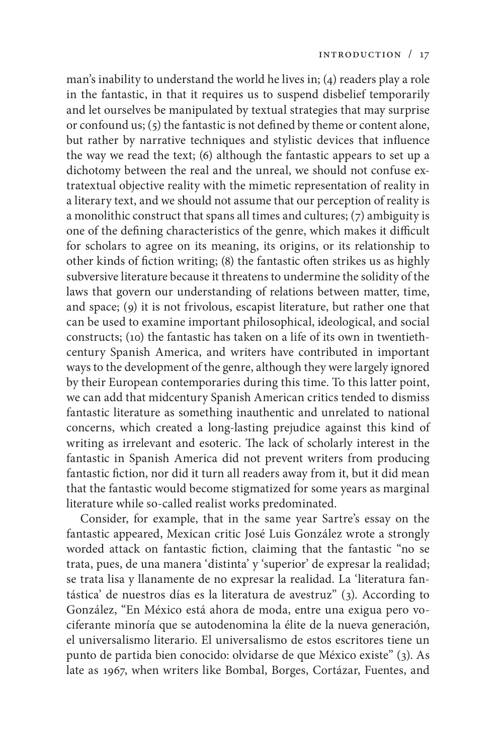man's inability to understand the world he lives in; (4) readers play a role in the fantastic, in that it requires us to suspend disbelief temporarily and let ourselves be manipulated by textual strategies that may surprise or confound us; (5) the fantastic is not defined by theme or content alone, but rather by narrative techniques and stylistic devices that influence the way we read the text; (6) although the fantastic appears to set up a dichotomy between the real and the unreal, we should not confuse extratextual objective reality with the mimetic representation of reality in a literary text, and we should not assume that our perception of reality is a monolithic construct that spans all times and cultures; (7) ambiguity is one of the defining characteristics of the genre, which makes it difficult for scholars to agree on its meaning, its origins, or its relationship to other kinds of fiction writing; (8) the fantastic often strikes us as highly subversive literature because it threatens to undermine the solidity of the laws that govern our understanding of relations between matter, time, and space; (9) it is not frivolous, escapist literature, but rather one that can be used to examine important philosophical, ideological, and social constructs; (10) the fantastic has taken on a life of its own in twentieth-century Spanish America, and writers have contributed in important ways to the development of the genre, although they were largely ignored by their European contemporaries during this time. To this latter point, we can add that midcentury Spanish American critics tended to dismiss fantastic literature as something inauthentic and unrelated to national concerns, which created a long-lasting prejudice against this kind of writing as irrelevant and esoteric. The lack of scholarly interest in the fantastic in Spanish America did not prevent writers from producing fantastic fiction, nor did it turn all readers away from it, but it did mean that the fantastic would become stigmatized for some years as marginal literature while so-called realist works predominated.

Consider, for example, that in the same year Sartre's essay on the fantastic appeared, Mexican critic José Luis González wrote a strongly worded attack on fantastic fiction, claiming that the fantastic "no se trata, pues, de una manera 'distinta' y 'superior' de expresar la realidad; se trata lisa y llanamente de no expresar la realidad. La 'literatura fantástica' de nuestros días es la literatura de avestruz" (3). According to González, "En México está ahora de moda, entre una exigua pero vociferante minoría que se autodenomina la élite de la nueva generación, el universalismo literario. El universalismo de estos escritores tiene un punto de partida bien conocido: olvidarse de que México existe" (3). As late as 1967, when writers like Bombal, Borges, Cortázar, Fuentes, and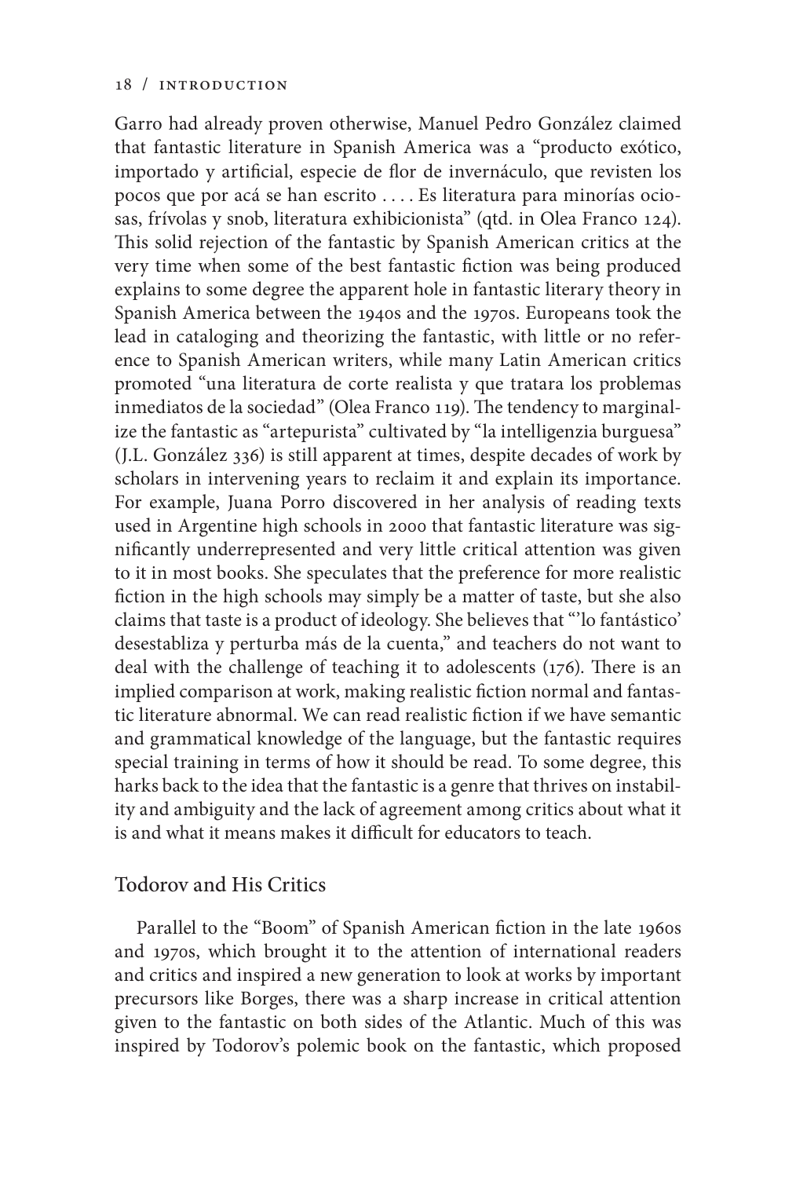Garro had already proven otherwise, Manuel Pedro González claimed that fantastic literature in Spanish America was a "producto exótico, importado y artificial, especie de flor de invernáculo, que revisten los pocos que por acá se han escrito . . . . Es literatura para minorías ociosas, frívolas y snob, literatura exhibicionista" (qtd. in Olea Franco 124). This solid rejection of the fantastic by Spanish American critics at the very time when some of the best fantastic fiction was being produced explains to some degree the apparent hole in fantastic literary theory in Spanish America between the 1940s and the 1970s. Europeans took the lead in cataloging and theorizing the fantastic, with little or no reference to Spanish American writers, while many Latin American critics promoted "una literatura de corte realista y que tratara los problemas inmediatos de la sociedad" (Olea Franco 119). The tendency to marginalize the fantastic as "artepurista" cultivated by "la intelligenzia burguesa" (J.L. González 336) is still apparent at times, despite decades of work by scholars in intervening years to reclaim it and explain its importance. For example, Juana Porro discovered in her analysis of reading texts used in Argentine high schools in 2000 that fantastic literature was significantly underrepresented and very little critical attention was given to it in most books. She speculates that the preference for more realistic fiction in the high schools may simply be a matter of taste, but she also claims that taste is a product of ideology. She believes that "'lo fantástico' desestabliza y perturba más de la cuenta," and teachers do not want to deal with the challenge of teaching it to adolescents (176). There is an implied comparison at work, making realistic fiction normal and fantastic literature abnormal. We can read realistic fiction if we have semantic and grammatical knowledge of the language, but the fantastic requires special training in terms of how it should be read. To some degree, this harks back to the idea that the fantastic is a genre that thrives on instability and ambiguity and the lack of agreement among critics about what it is and what it means makes it difficult for educators to teach.

## Todorov and His Critics

Parallel to the "Boom" of Spanish American fiction in the late 1960s and 1970s, which brought it to the attention of international readers and critics and inspired a new generation to look at works by important precursors like Borges, there was a sharp increase in critical attention given to the fantastic on both sides of the Atlantic. Much of this was inspired by Todorov's polemic book on the fantastic, which proposed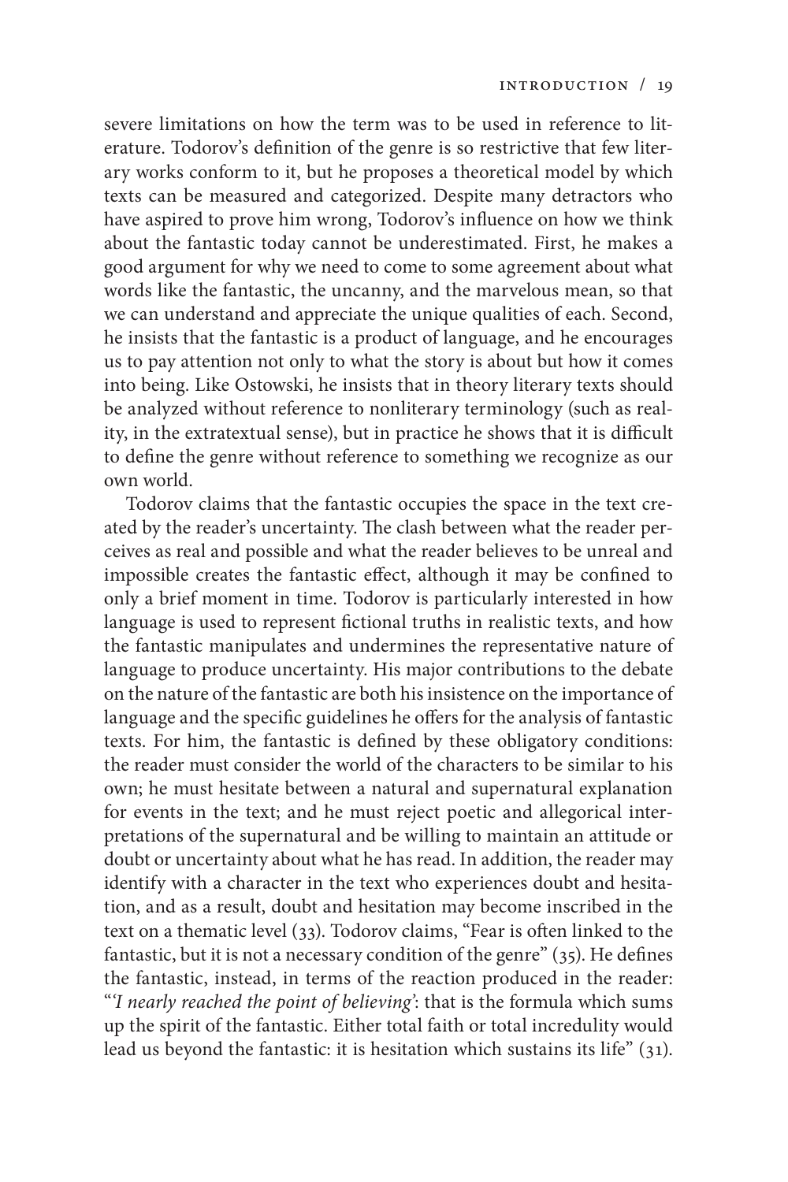severe limitations on how the term was to be used in reference to literature. Todorov's definition of the genre is so restrictive that few literary works conform to it, but he proposes a theoretical model by which texts can be measured and categorized. Despite many detractors who have aspired to prove him wrong, Todorov's influence on how we think about the fantastic today cannot be underestimated. First, he makes a good argument for why we need to come to some agreement about what words like the fantastic, the uncanny, and the marvelous mean, so that we can understand and appreciate the unique qualities of each. Second, he insists that the fantastic is a product of language, and he encourages us to pay attention not only to what the story is about but how it comes into being. Like Ostowski, he insists that in theory literary texts should be analyzed without reference to nonliterary terminology (such as reality, in the extratextual sense), but in practice he shows that it is difficult to define the genre without reference to something we recognize as our own world.

Todorov claims that the fantastic occupies the space in the text created by the reader's uncertainty. The clash between what the reader perceives as real and possible and what the reader believes to be unreal and impossible creates the fantastic effect, although it may be confined to only a brief moment in time. Todorov is particularly interested in how language is used to represent fictional truths in realistic texts, and how the fantastic manipulates and undermines the representative nature of language to produce uncertainty. His major contributions to the debate on the nature of the fantastic are both his insistence on the importance of language and the specific guidelines he offers for the analysis of fantastic texts. For him, the fantastic is defined by these obligatory conditions: the reader must consider the world of the characters to be similar to his own; he must hesitate between a natural and supernatural explanation for events in the text; and he must reject poetic and allegorical interpretations of the supernatural and be willing to maintain an attitude or doubt or uncertainty about what he has read. In addition, the reader may identify with a character in the text who experiences doubt and hesitation, and as a result, doubt and hesitation may become inscribed in the text on a thematic level (33). Todorov claims, "Fear is often linked to the fantastic, but it is not a necessary condition of the genre" (35). He defines the fantastic, instead, in terms of the reaction produced in the reader: "'*I nearly reached the point of believing*': that is the formula which sums up the spirit of the fantastic. Either total faith or total incredulity would lead us beyond the fantastic: it is hesitation which sustains its life" (31).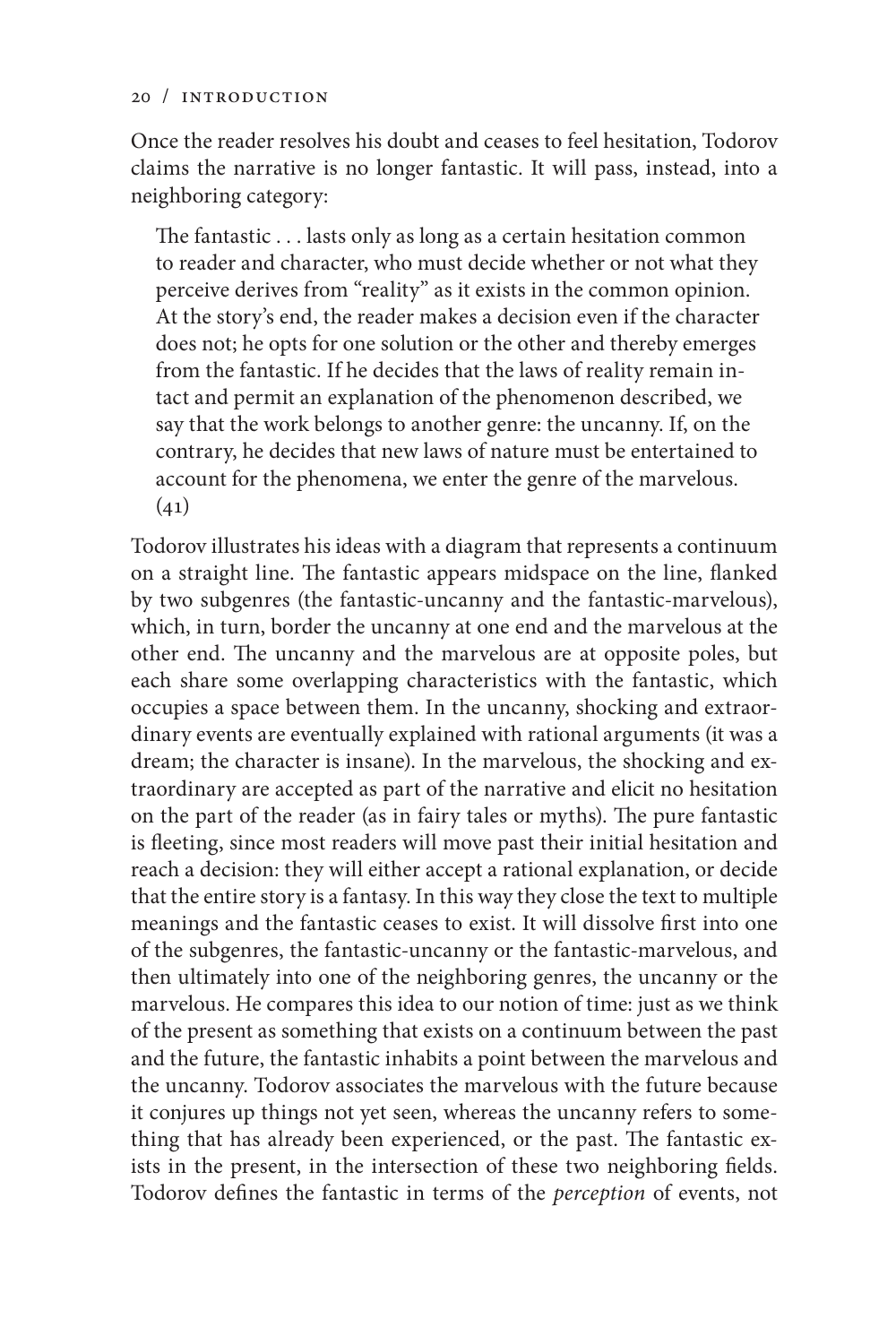Once the reader resolves his doubt and ceases to feel hesitation, Todorov claims the narrative is no longer fantastic. It will pass, instead, into a neighboring category:

> The fantastic . . . lasts only as long as a certain hesitation common to reader and character, who must decide whether or not what they perceive derives from "reality" as it exists in the common opinion. At the story's end, the reader makes a decision even if the character does not; he opts for one solution or the other and thereby emerges from the fantastic. If he decides that the laws of reality remain intact and permit an explanation of the phenomenon described, we say that the work belongs to another genre: the uncanny. If, on the contrary, he decides that new laws of nature must be entertained to account for the phenomena, we enter the genre of the marvelous. (41)

Todorov illustrates his ideas with a diagram that represents a continuum on a straight line. The fantastic appears midspace on the line, flanked by two subgenres (the fantastic-uncanny and the fantastic-marvelous), which, in turn, border the uncanny at one end and the marvelous at the other end. The uncanny and the marvelous are at opposite poles, but each share some overlapping characteristics with the fantastic, which occupies a space between them. In the uncanny, shocking and extraordinary events are eventually explained with rational arguments (it was a dream; the character is insane). In the marvelous, the shocking and extraordinary are accepted as part of the narrative and elicit no hesitation on the part of the reader (as in fairy tales or myths). The pure fantastic is fleeting, since most readers will move past their initial hesitation and reach a decision: they will either accept a rational explanation, or decide that the entire story is a fantasy. In this way they close the text to multiple meanings and the fantastic ceases to exist. It will dissolve first into one of the subgenres, the fantastic-uncanny or the fantastic-marvelous, and then ultimately into one of the neighboring genres, the uncanny or the marvelous. He compares this idea to our notion of time: just as we think of the present as something that exists on a continuum between the past and the future, the fantastic inhabits a point between the marvelous and the uncanny. Todorov associates the marvelous with the future because it conjures up things not yet seen, whereas the uncanny refers to something that has already been experienced, or the past. The fantastic exists in the present, in the intersection of these two neighboring fields. Todorov defines the fantastic in terms of the *perception* of events, not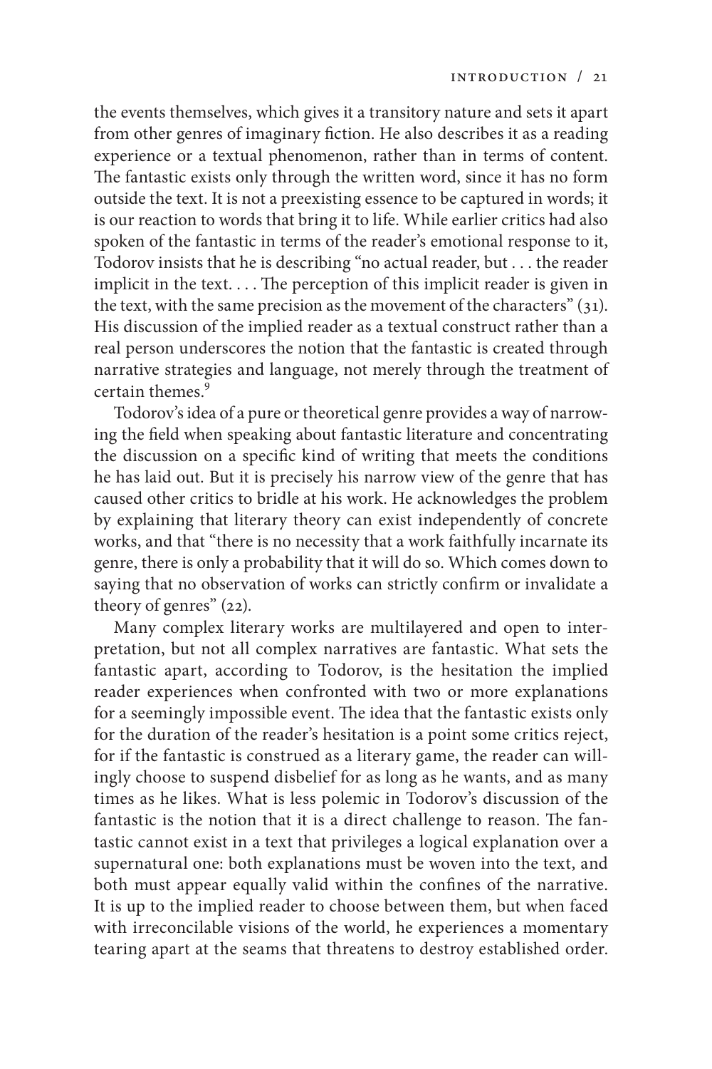the events themselves, which gives it a transitory nature and sets it apart from other genres of imaginary fiction. He also describes it as a reading experience or a textual phenomenon, rather than in terms of content. The fantastic exists only through the written word, since it has no form outside the text. It is not a preexisting essence to be captured in words; it is our reaction to words that bring it to life. While earlier critics had also spoken of the fantastic in terms of the reader's emotional response to it, Todorov insists that he is describing "no actual reader, but . . . the reader implicit in the text. . . . The perception of this implicit reader is given in the text, with the same precision as the movement of the characters" (31). His discussion of the implied reader as a textual construct rather than a real person underscores the notion that the fantastic is created through narrative strategies and language, not merely through the treatment of certain themes.[9]

Todorov's idea of a pure or theoretical genre provides a way of narrowing the field when speaking about fantastic literature and concentrating the discussion on a specific kind of writing that meets the conditions he has laid out. But it is precisely his narrow view of the genre that has caused other critics to bridle at his work. He acknowledges the problem by explaining that literary theory can exist independently of concrete works, and that "there is no necessity that a work faithfully incarnate its genre, there is only a probability that it will do so. Which comes down to saying that no observation of works can strictly confirm or invalidate a theory of genres" (22).

Many complex literary works are multilayered and open to interpretation, but not all complex narratives are fantastic. What sets the fantastic apart, according to Todorov, is the hesitation the implied reader experiences when confronted with two or more explanations for a seemingly impossible event. The idea that the fantastic exists only for the duration of the reader's hesitation is a point some critics reject, for if the fantastic is construed as a literary game, the reader can willingly choose to suspend disbelief for as long as he wants, and as many times as he likes. What is less polemic in Todorov's discussion of the fantastic is the notion that it is a direct challenge to reason. The fantastic cannot exist in a text that privileges a logical explanation over a supernatural one: both explanations must be woven into the text, and both must appear equally valid within the confines of the narrative. It is up to the implied reader to choose between them, but when faced with irreconcilable visions of the world, he experiences a momentary tearing apart at the seams that threatens to destroy established order.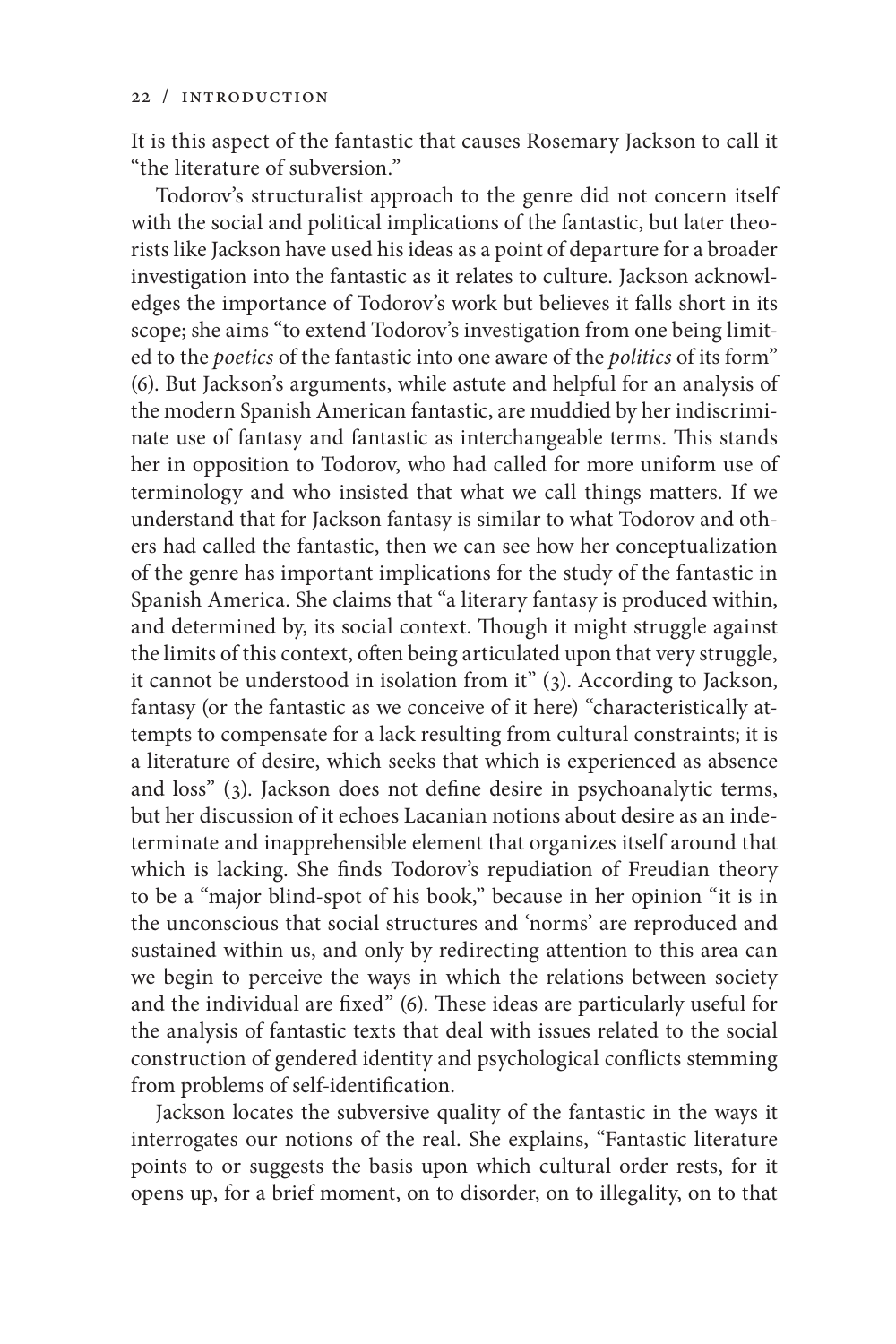It is this aspect of the fantastic that causes Rosemary Jackson to call it "the literature of subversion."

Todorov's structuralist approach to the genre did not concern itself with the social and political implications of the fantastic, but later theorists like Jackson have used his ideas as a point of departure for a broader investigation into the fantastic as it relates to culture. Jackson acknowledges the importance of Todorov's work but believes it falls short in its scope; she aims "to extend Todorov's investigation from one being limited to the *poetics* of the fantastic into one aware of the *politics* of its form" (6). But Jackson's arguments, while astute and helpful for an analysis of the modern Spanish American fantastic, are muddied by her indiscriminate use of fantasy and fantastic as interchangeable terms. This stands her in opposition to Todorov, who had called for more uniform use of terminology and who insisted that what we call things matters. If we understand that for Jackson fantasy is similar to what Todorov and others had called the fantastic, then we can see how her conceptualization of the genre has important implications for the study of the fantastic in Spanish America. She claims that "a literary fantasy is produced within, and determined by, its social context. Though it might struggle against the limits of this context, often being articulated upon that very struggle, it cannot be understood in isolation from it" (3). According to Jackson, fantasy (or the fantastic as we conceive of it here) "characteristically attempts to compensate for a lack resulting from cultural constraints; it is a literature of desire, which seeks that which is experienced as absence and loss" (3). Jackson does not define desire in psychoanalytic terms, but her discussion of it echoes Lacanian notions about desire as an indeterminate and inapprehensible element that organizes itself around that which is lacking. She finds Todorov's repudiation of Freudian theory to be a "major blind-spot of his book," because in her opinion "it is in the unconscious that social structures and 'norms' are reproduced and sustained within us, and only by redirecting attention to this area can we begin to perceive the ways in which the relations between society and the individual are fixed" (6). These ideas are particularly useful for the analysis of fantastic texts that deal with issues related to the social construction of gendered identity and psychological conflicts stemming from problems of self-identification.

Jackson locates the subversive quality of the fantastic in the ways it interrogates our notions of the real. She explains, "Fantastic literature points to or suggests the basis upon which cultural order rests, for it opens up, for a brief moment, on to disorder, on to illegality, on to that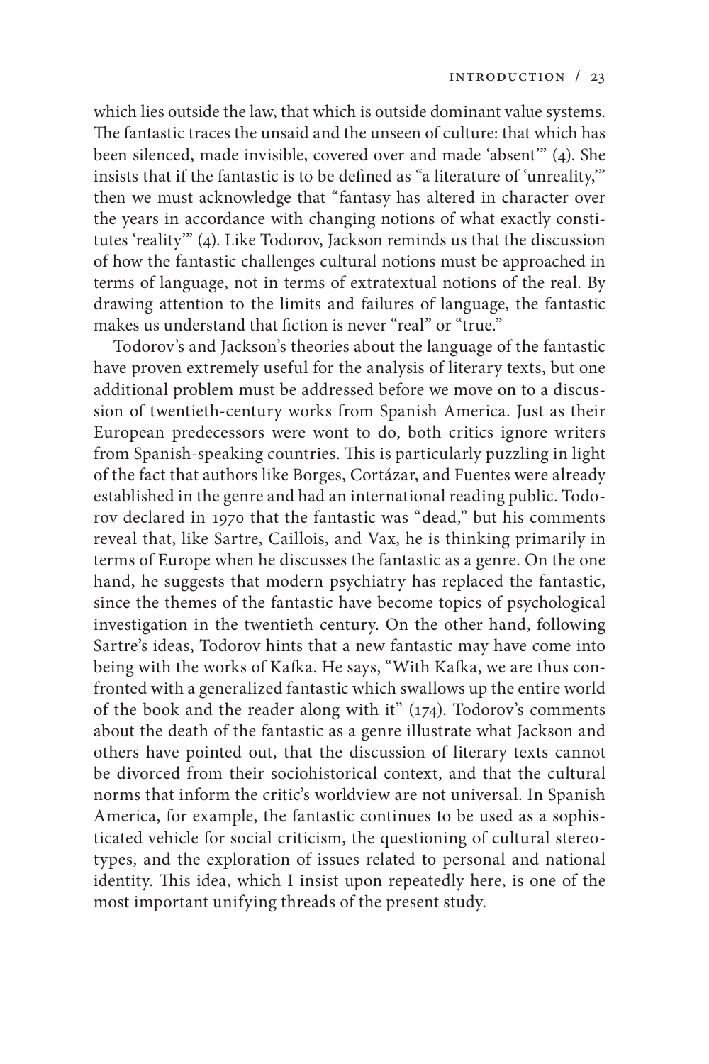which lies outside the law, that which is outside dominant value systems. The fantastic traces the unsaid and the unseen of culture: that which has been silenced, made invisible, covered over and made 'absent'" (4). She insists that if the fantastic is to be defined as "a literature of 'unreality,'" then we must acknowledge that "fantasy has altered in character over the years in accordance with changing notions of what exactly constitutes 'reality'" (4). Like Todorov, Jackson reminds us that the discussion of how the fantastic challenges cultural notions must be approached in terms of language, not in terms of extratextual notions of the real. By drawing attention to the limits and failures of language, the fantastic makes us understand that fiction is never "real" or "true."

Todorov's and Jackson's theories about the language of the fantastic have proven extremely useful for the analysis of literary texts, but one additional problem must be addressed before we move on to a discussion of twentieth-century works from Spanish America. Just as their European predecessors were wont to do, both critics ignore writers from Spanish-speaking countries. This is particularly puzzling in light of the fact that authors like Borges, Cortázar, and Fuentes were already established in the genre and had an international reading public. Todorov declared in 1970 that the fantastic was "dead," but his comments reveal that, like Sartre, Caillois, and Vax, he is thinking primarily in terms of Europe when he discusses the fantastic as a genre. On the one hand, he suggests that modern psychiatry has replaced the fantastic, since the themes of the fantastic have become topics of psychological investigation in the twentieth century. On the other hand, following Sartre's ideas, Todorov hints that a new fantastic may have come into being with the works of Kafka. He says, "With Kafka, we are thus confronted with a generalized fantastic which swallows up the entire world of the book and the reader along with it" (174). Todorov's comments about the death of the fantastic as a genre illustrate what Jackson and others have pointed out, that the discussion of literary texts cannot be divorced from their sociohistorical context, and that the cultural norms that inform the critic's worldview are not universal. In Spanish America, for example, the fantastic continues to be used as a sophisticated vehicle for social criticism, the questioning of cultural stereotypes, and the exploration of issues related to personal and national identity. This idea, which I insist upon repeatedly here, is one of the most important unifying threads of the present study.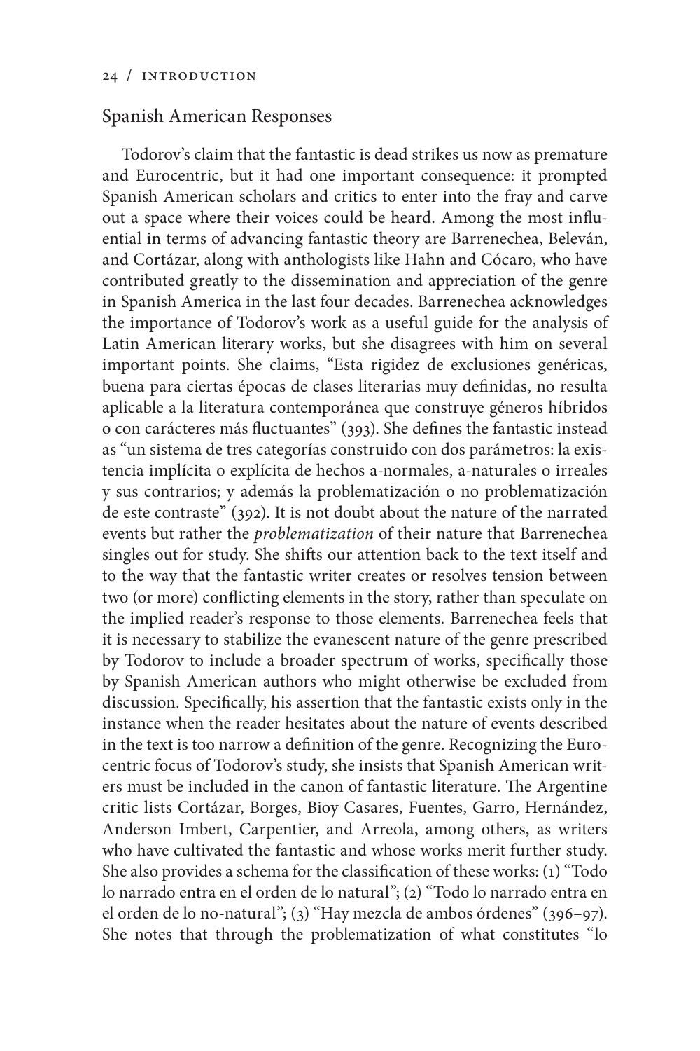## Spanish American Responses

Todorov's claim that the fantastic is dead strikes us now as premature and Eurocentric, but it had one important consequence: it prompted Spanish American scholars and critics to enter into the fray and carve out a space where their voices could be heard. Among the most influential in terms of advancing fantastic theory are Barrenechea, Beleván, and Cortázar, along with anthologists like Hahn and Cócaro, who have contributed greatly to the dissemination and appreciation of the genre in Spanish America in the last four decades. Barrenechea acknowledges the importance of Todorov's work as a useful guide for the analysis of Latin American literary works, but she disagrees with him on several important points. She claims, "Esta rigidez de exclusiones genéricas, buena para ciertas épocas de clases literarias muy definidas, no resulta aplicable a la literatura contemporánea que construye géneros híbridos o con carácteres más fluctuantes" (393). She defines the fantastic instead as "un sistema de tres categorías construido con dos parámetros: la existencia implícita o explícita de hechos a-normales, a-naturales o irreales y sus contrarios; y además la problematización o no problematización de este contraste" (392). It is not doubt about the nature of the narrated events but rather the *problematization* of their nature that Barrenechea singles out for study. She shifts our attention back to the text itself and to the way that the fantastic writer creates or resolves tension between two (or more) conflicting elements in the story, rather than speculate on the implied reader's response to those elements. Barrenechea feels that it is necessary to stabilize the evanescent nature of the genre prescribed by Todorov to include a broader spectrum of works, specifically those by Spanish American authors who might otherwise be excluded from discussion. Specifically, his assertion that the fantastic exists only in the instance when the reader hesitates about the nature of events described in the text is too narrow a definition of the genre. Recognizing the Eurocentric focus of Todorov's study, she insists that Spanish American writers must be included in the canon of fantastic literature. The Argentine critic lists Cortázar, Borges, Bioy Casares, Fuentes, Garro, Hernández, Anderson Imbert, Carpentier, and Arreola, among others, as writers who have cultivated the fantastic and whose works merit further study. She also provides a schema for the classification of these works: (1) "Todo lo narrado entra en el orden de lo natural"; (2) "Todo lo narrado entra en el orden de lo no-natural"; (3) "Hay mezcla de ambos órdenes" (396–97). She notes that through the problematization of what constitutes "lo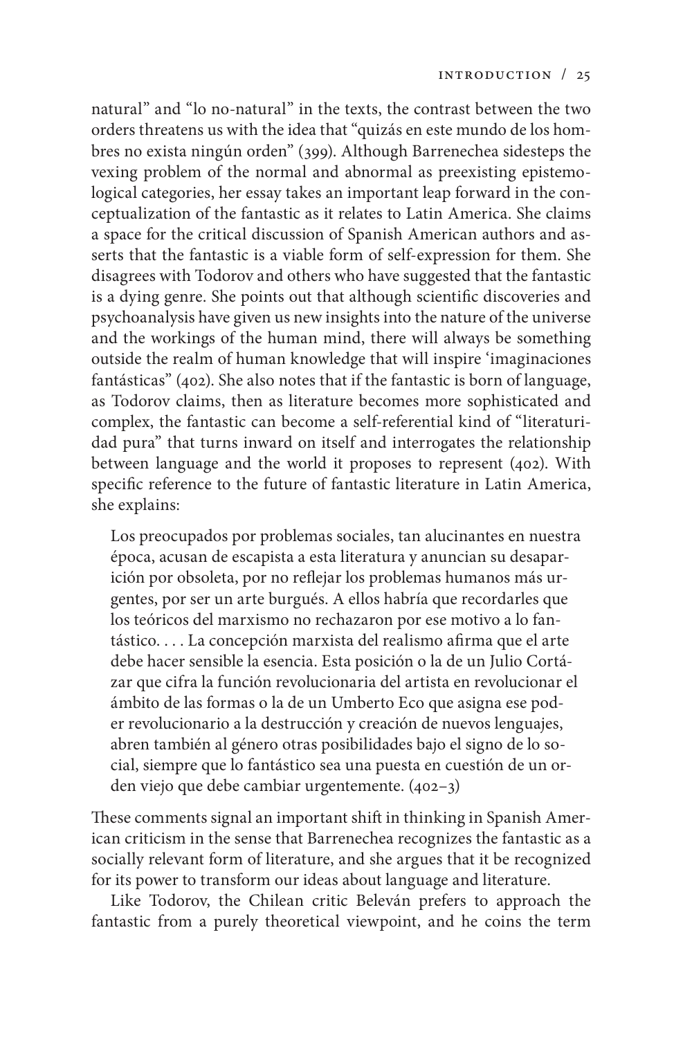natural" and "lo no-natural" in the texts, the contrast between the two orders threatens us with the idea that "quizás en este mundo de los hombres no exista ningún orden" (399). Although Barrenechea sidesteps the vexing problem of the normal and abnormal as preexisting epistemological categories, her essay takes an important leap forward in the conceptualization of the fantastic as it relates to Latin America. She claims a space for the critical discussion of Spanish American authors and asserts that the fantastic is a viable form of self-expression for them. She disagrees with Todorov and others who have suggested that the fantastic is a dying genre. She points out that although scientific discoveries and psychoanalysis have given us new insights into the nature of the universe and the workings of the human mind, there will always be something outside the realm of human knowledge that will inspire 'imaginaciones fantásticas" (402). She also notes that if the fantastic is born of language, as Todorov claims, then as literature becomes more sophisticated and complex, the fantastic can become a self-referential kind of "literaturidad pura" that turns inward on itself and interrogates the relationship between language and the world it proposes to represent (402). With specific reference to the future of fantastic literature in Latin America, she explains:

> Los preocupados por problemas sociales, tan alucinantes en nuestra época, acusan de escapista a esta literatura y anuncian su desaparición por obsoleta, por no reflejar los problemas humanos más urgentes, por ser un arte burgués. A ellos habría que recordarles que los teóricos del marxismo no rechazaron por ese motivo a lo fantástico. . . . La concepción marxista del realismo afirma que el arte debe hacer sensible la esencia. Esta posición o la de un Julio Cortázar que cifra la función revolucionaria del artista en revolucionar el ámbito de las formas o la de un Umberto Eco que asigna ese poder revolucionario a la destrucción y creación de nuevos lenguajes, abren también al género otras posibilidades bajo el signo de lo social, siempre que lo fantástico sea una puesta en cuestión de un orden viejo que debe cambiar urgentemente. (402–3)

These comments signal an important shift in thinking in Spanish American criticism in the sense that Barrenechea recognizes the fantastic as a socially relevant form of literature, and she argues that it be recognized for its power to transform our ideas about language and literature.

Like Todorov, the Chilean critic Beleván prefers to approach the fantastic from a purely theoretical viewpoint, and he coins the term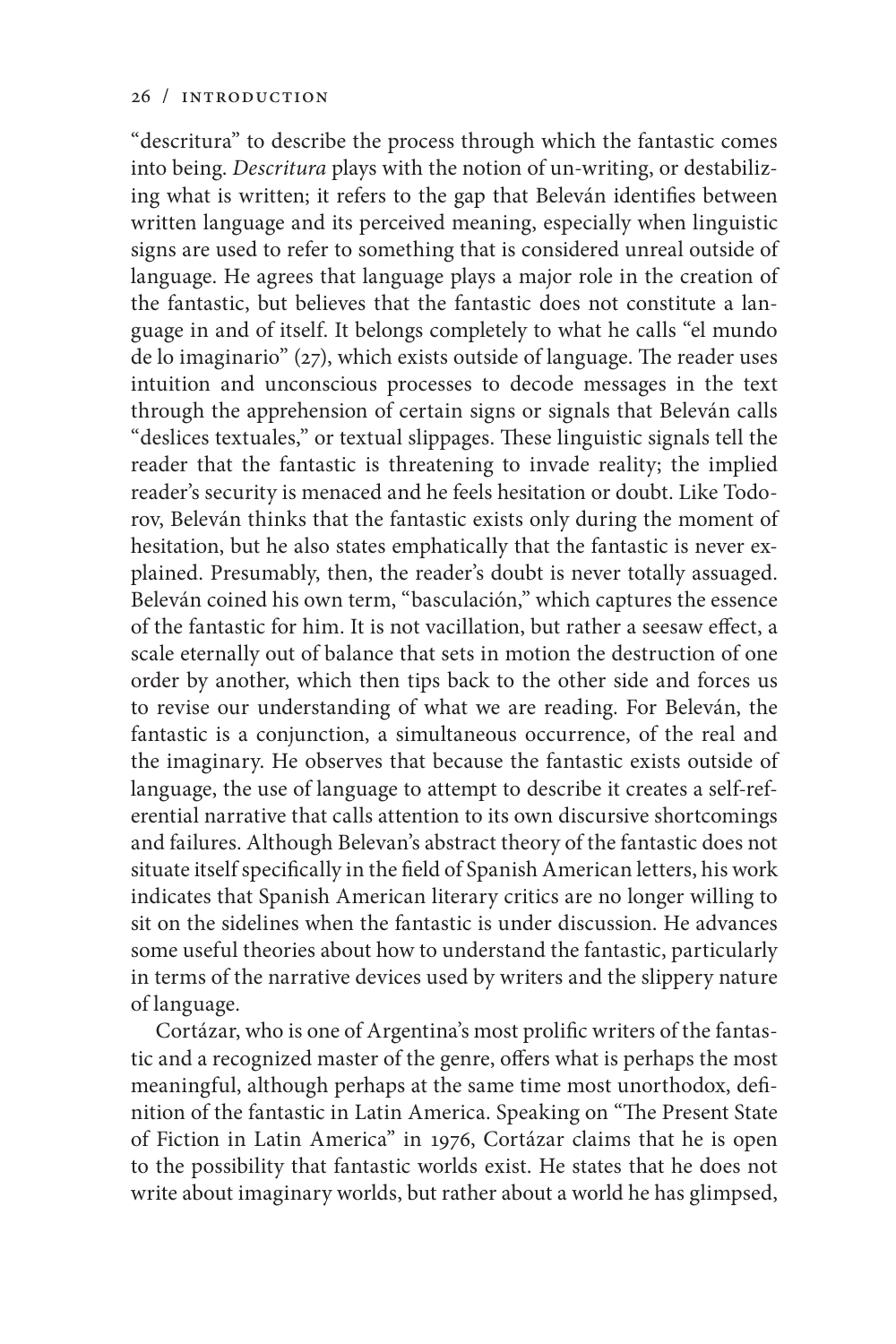"descritura" to describe the process through which the fantastic comes into being. *Descritura* plays with the notion of un-writing, or destabilizing what is written; it refers to the gap that Beleván identifies between written language and its perceived meaning, especially when linguistic signs are used to refer to something that is considered unreal outside of language. He agrees that language plays a major role in the creation of the fantastic, but believes that the fantastic does not constitute a language in and of itself. It belongs completely to what he calls "el mundo de lo imaginario" (27), which exists outside of language. The reader uses intuition and unconscious processes to decode messages in the text through the apprehension of certain signs or signals that Beleván calls "deslices textuales," or textual slippages. These linguistic signals tell the reader that the fantastic is threatening to invade reality; the implied reader's security is menaced and he feels hesitation or doubt. Like Todorov, Beleván thinks that the fantastic exists only during the moment of hesitation, but he also states emphatically that the fantastic is never explained. Presumably, then, the reader's doubt is never totally assuaged. Beleván coined his own term, "basculación," which captures the essence of the fantastic for him. It is not vacillation, but rather a seesaw effect, a scale eternally out of balance that sets in motion the destruction of one order by another, which then tips back to the other side and forces us to revise our understanding of what we are reading. For Beleván, the fantastic is a conjunction, a simultaneous occurrence, of the real and the imaginary. He observes that because the fantastic exists outside of language, the use of language to attempt to describe it creates a self-referential narrative that calls attention to its own discursive shortcomings and failures. Although Belevan's abstract theory of the fantastic does not situate itself specifically in the field of Spanish American letters, his work indicates that Spanish American literary critics are no longer willing to sit on the sidelines when the fantastic is under discussion. He advances some useful theories about how to understand the fantastic, particularly in terms of the narrative devices used by writers and the slippery nature of language.

Cortázar, who is one of Argentina's most prolific writers of the fantastic and a recognized master of the genre, offers what is perhaps the most meaningful, although perhaps at the same time most unorthodox, definition of the fantastic in Latin America. Speaking on "The Present State of Fiction in Latin America" in 1976, Cortázar claims that he is open to the possibility that fantastic worlds exist. He states that he does not write about imaginary worlds, but rather about a world he has glimpsed,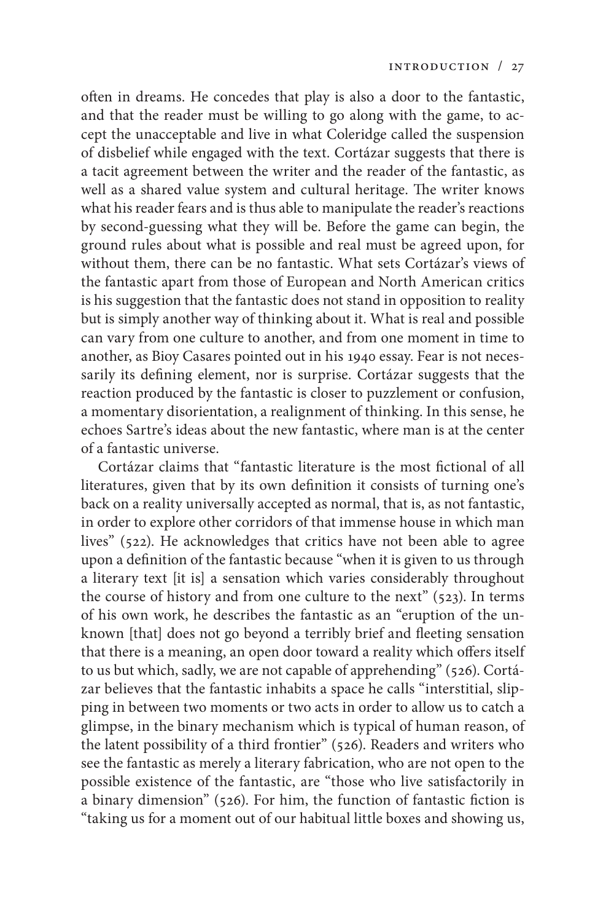often in dreams. He concedes that play is also a door to the fantastic, and that the reader must be willing to go along with the game, to accept the unacceptable and live in what Coleridge called the suspension of disbelief while engaged with the text. Cortázar suggests that there is a tacit agreement between the writer and the reader of the fantastic, as well as a shared value system and cultural heritage. The writer knows what his reader fears and is thus able to manipulate the reader's reactions by second-guessing what they will be. Before the game can begin, the ground rules about what is possible and real must be agreed upon, for without them, there can be no fantastic. What sets Cortázar's views of the fantastic apart from those of European and North American critics is his suggestion that the fantastic does not stand in opposition to reality but is simply another way of thinking about it. What is real and possible can vary from one culture to another, and from one moment in time to another, as Bioy Casares pointed out in his 1940 essay. Fear is not necessarily its defining element, nor is surprise. Cortázar suggests that the reaction produced by the fantastic is closer to puzzlement or confusion, a momentary disorientation, a realignment of thinking. In this sense, he echoes Sartre's ideas about the new fantastic, where man is at the center of a fantastic universe.

Cortázar claims that "fantastic literature is the most fictional of all literatures, given that by its own definition it consists of turning one's back on a reality universally accepted as normal, that is, as not fantastic, in order to explore other corridors of that immense house in which man lives" (522). He acknowledges that critics have not been able to agree upon a definition of the fantastic because "when it is given to us through a literary text [it is] a sensation which varies considerably throughout the course of history and from one culture to the next" (523). In terms of his own work, he describes the fantastic as an "eruption of the unknown [that] does not go beyond a terribly brief and fleeting sensation that there is a meaning, an open door toward a reality which offers itself to us but which, sadly, we are not capable of apprehending" (526). Cortázar believes that the fantastic inhabits a space he calls "interstitial, slipping in between two moments or two acts in order to allow us to catch a glimpse, in the binary mechanism which is typical of human reason, of the latent possibility of a third frontier" (526). Readers and writers who see the fantastic as merely a literary fabrication, who are not open to the possible existence of the fantastic, are "those who live satisfactorily in a binary dimension" (526). For him, the function of fantastic fiction is "taking us for a moment out of our habitual little boxes and showing us,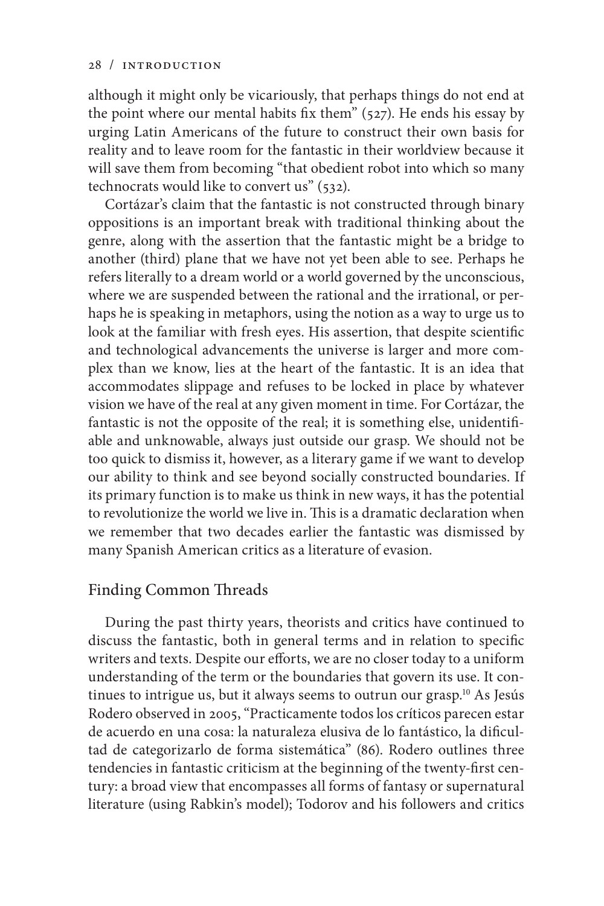although it might only be vicariously, that perhaps things do not end at the point where our mental habits fix them" (527). He ends his essay by urging Latin Americans of the future to construct their own basis for reality and to leave room for the fantastic in their worldview because it will save them from becoming "that obedient robot into which so many technocrats would like to convert us" (532).

Cortázar's claim that the fantastic is not constructed through binary oppositions is an important break with traditional thinking about the genre, along with the assertion that the fantastic might be a bridge to another (third) plane that we have not yet been able to see. Perhaps he refers literally to a dream world or a world governed by the unconscious, where we are suspended between the rational and the irrational, or perhaps he is speaking in metaphors, using the notion as a way to urge us to look at the familiar with fresh eyes. His assertion, that despite scientific and technological advancements the universe is larger and more complex than we know, lies at the heart of the fantastic. It is an idea that accommodates slippage and refuses to be locked in place by whatever vision we have of the real at any given moment in time. For Cortázar, the fantastic is not the opposite of the real; it is something else, unidentifiable and unknowable, always just outside our grasp. We should not be too quick to dismiss it, however, as a literary game if we want to develop our ability to think and see beyond socially constructed boundaries. If its primary function is to make us think in new ways, it has the potential to revolutionize the world we live in. This is a dramatic declaration when we remember that two decades earlier the fantastic was dismissed by many Spanish American critics as a literature of evasion.

## Finding Common Threads

During the past thirty years, theorists and critics have continued to discuss the fantastic, both in general terms and in relation to specific writers and texts. Despite our efforts, we are no closer today to a uniform understanding of the term or the boundaries that govern its use. It continues to intrigue us, but it always seems to outrun our grasp.[10] As Jesús Rodero observed in 2005, "Practicamente todos los críticos parecen estar de acuerdo en una cosa: la naturaleza elusiva de lo fantástico, la dificultad de categorizarlo de forma sistemática" (86). Rodero outlines three tendencies in fantastic criticism at the beginning of the twenty-first century: a broad view that encompasses all forms of fantasy or supernatural literature (using Rabkin's model); Todorov and his followers and critics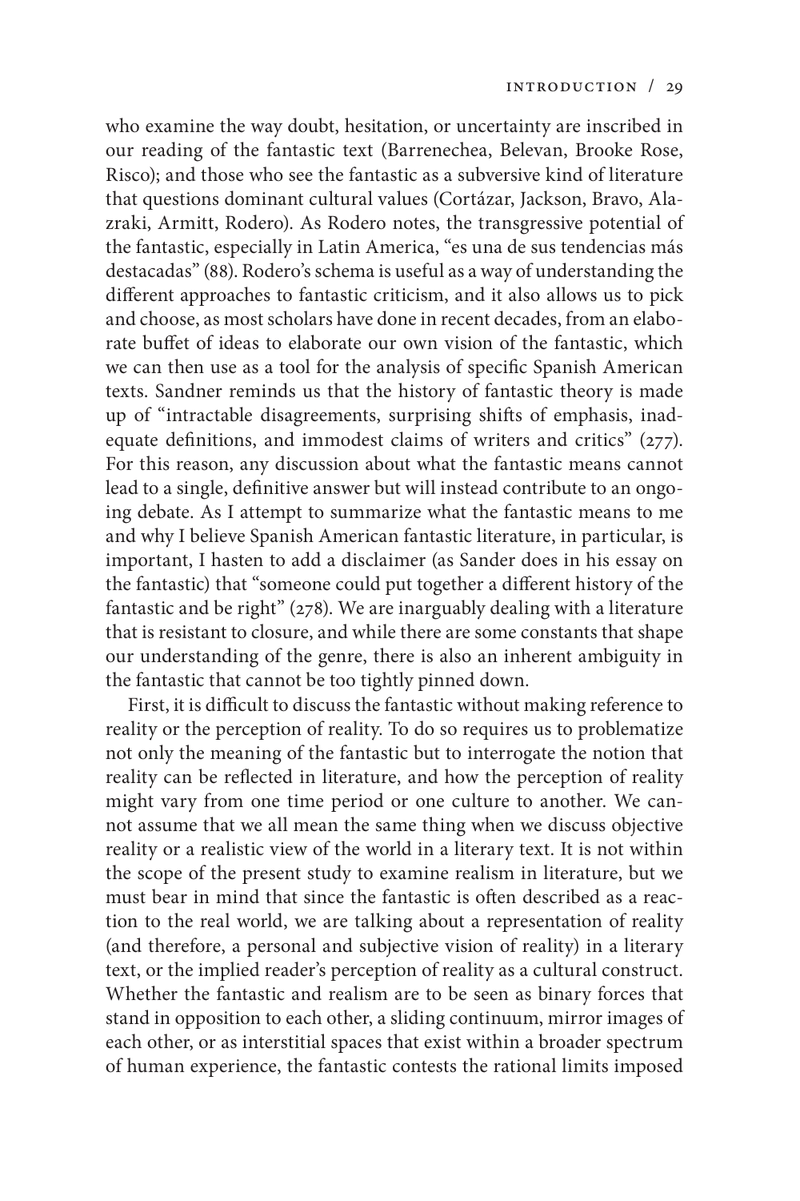who examine the way doubt, hesitation, or uncertainty are inscribed in our reading of the fantastic text (Barrenechea, Belevan, Brooke Rose, Risco); and those who see the fantastic as a subversive kind of literature that questions dominant cultural values (Cortázar, Jackson, Bravo, Alazraki, Armitt, Rodero). As Rodero notes, the transgressive potential of the fantastic, especially in Latin America, "es una de sus tendencias más destacadas" (88). Rodero's schema is useful as a way of understanding the different approaches to fantastic criticism, and it also allows us to pick and choose, as most scholars have done in recent decades, from an elaborate buffet of ideas to elaborate our own vision of the fantastic, which we can then use as a tool for the analysis of specific Spanish American texts. Sandner reminds us that the history of fantastic theory is made up of "intractable disagreements, surprising shifts of emphasis, inadequate definitions, and immodest claims of writers and critics" (277). For this reason, any discussion about what the fantastic means cannot lead to a single, definitive answer but will instead contribute to an ongoing debate. As I attempt to summarize what the fantastic means to me and why I believe Spanish American fantastic literature, in particular, is important, I hasten to add a disclaimer (as Sander does in his essay on the fantastic) that "someone could put together a different history of the fantastic and be right" (278). We are inarguably dealing with a literature that is resistant to closure, and while there are some constants that shape our understanding of the genre, there is also an inherent ambiguity in the fantastic that cannot be too tightly pinned down.

First, it is difficult to discuss the fantastic without making reference to reality or the perception of reality. To do so requires us to problematize not only the meaning of the fantastic but to interrogate the notion that reality can be reflected in literature, and how the perception of reality might vary from one time period or one culture to another. We cannot assume that we all mean the same thing when we discuss objective reality or a realistic view of the world in a literary text. It is not within the scope of the present study to examine realism in literature, but we must bear in mind that since the fantastic is often described as a reaction to the real world, we are talking about a representation of reality (and therefore, a personal and subjective vision of reality) in a literary text, or the implied reader's perception of reality as a cultural construct. Whether the fantastic and realism are to be seen as binary forces that stand in opposition to each other, a sliding continuum, mirror images of each other, or as interstitial spaces that exist within a broader spectrum of human experience, the fantastic contests the rational limits imposed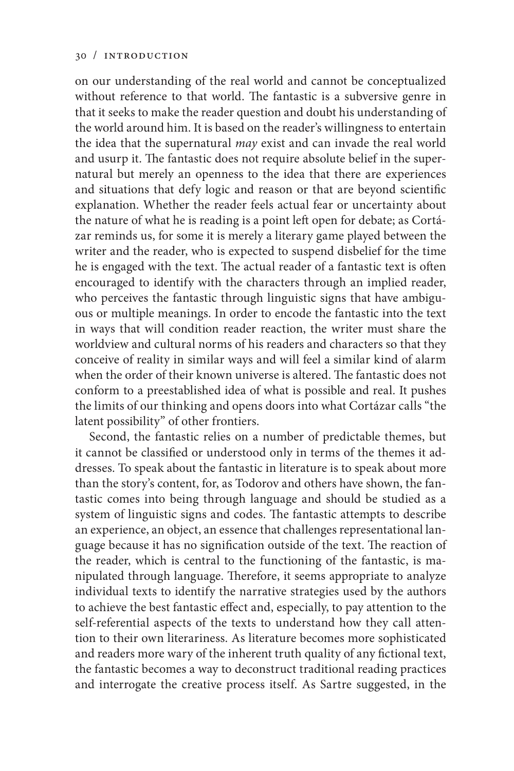on our understanding of the real world and cannot be conceptualized without reference to that world. The fantastic is a subversive genre in that it seeks to make the reader question and doubt his understanding of the world around him. It is based on the reader's willingness to entertain the idea that the supernatural *may* exist and can invade the real world and usurp it. The fantastic does not require absolute belief in the supernatural but merely an openness to the idea that there are experiences and situations that defy logic and reason or that are beyond scientific explanation. Whether the reader feels actual fear or uncertainty about the nature of what he is reading is a point left open for debate; as Cortázar reminds us, for some it is merely a literary game played between the writer and the reader, who is expected to suspend disbelief for the time he is engaged with the text. The actual reader of a fantastic text is often encouraged to identify with the characters through an implied reader, who perceives the fantastic through linguistic signs that have ambiguous or multiple meanings. In order to encode the fantastic into the text in ways that will condition reader reaction, the writer must share the worldview and cultural norms of his readers and characters so that they conceive of reality in similar ways and will feel a similar kind of alarm when the order of their known universe is altered. The fantastic does not conform to a preestablished idea of what is possible and real. It pushes the limits of our thinking and opens doors into what Cortázar calls "the latent possibility" of other frontiers.

Second, the fantastic relies on a number of predictable themes, but it cannot be classified or understood only in terms of the themes it addresses. To speak about the fantastic in literature is to speak about more than the story's content, for, as Todorov and others have shown, the fantastic comes into being through language and should be studied as a system of linguistic signs and codes. The fantastic attempts to describe an experience, an object, an essence that challenges representational language because it has no signification outside of the text. The reaction of the reader, which is central to the functioning of the fantastic, is manipulated through language. Therefore, it seems appropriate to analyze individual texts to identify the narrative strategies used by the authors to achieve the best fantastic effect and, especially, to pay attention to the self-referential aspects of the texts to understand how they call attention to their own literariness. As literature becomes more sophisticated and readers more wary of the inherent truth quality of any fictional text, the fantastic becomes a way to deconstruct traditional reading practices and interrogate the creative process itself. As Sartre suggested, in the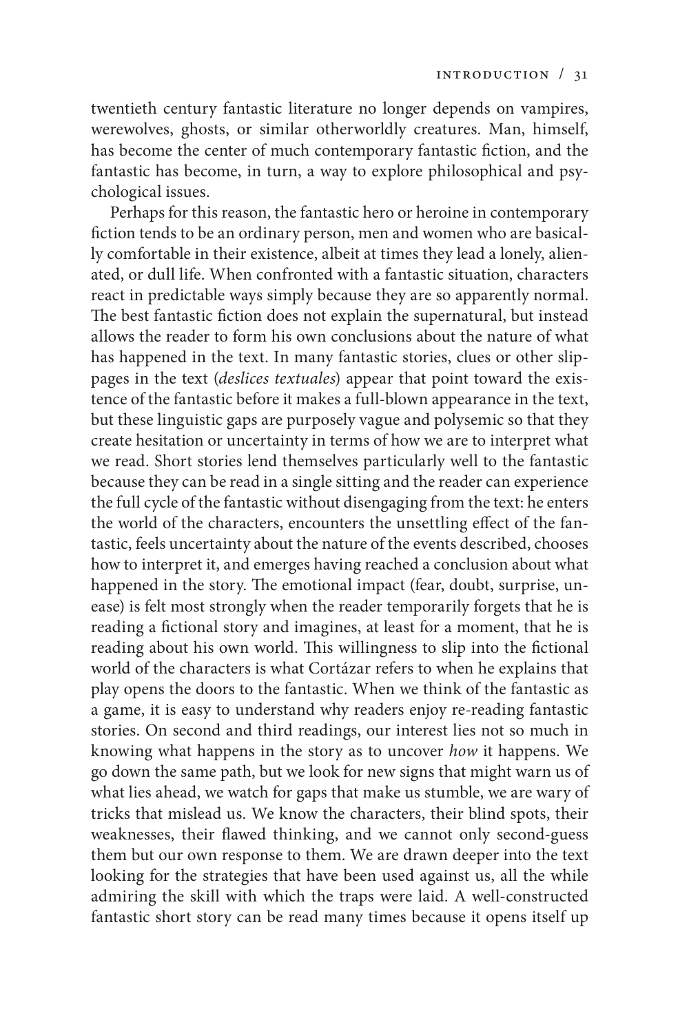twentieth century fantastic literature no longer depends on vampires, werewolves, ghosts, or similar otherworldly creatures. Man, himself, has become the center of much contemporary fantastic fiction, and the fantastic has become, in turn, a way to explore philosophical and psychological issues.

Perhaps for this reason, the fantastic hero or heroine in contemporary fiction tends to be an ordinary person, men and women who are basically comfortable in their existence, albeit at times they lead a lonely, alienated, or dull life. When confronted with a fantastic situation, characters react in predictable ways simply because they are so apparently normal. The best fantastic fiction does not explain the supernatural, but instead allows the reader to form his own conclusions about the nature of what has happened in the text. In many fantastic stories, clues or other slippages in the text (*deslices textuales*) appear that point toward the existence of the fantastic before it makes a full-blown appearance in the text, but these linguistic gaps are purposely vague and polysemic so that they create hesitation or uncertainty in terms of how we are to interpret what we read. Short stories lend themselves particularly well to the fantastic because they can be read in a single sitting and the reader can experience the full cycle of the fantastic without disengaging from the text: he enters the world of the characters, encounters the unsettling effect of the fantastic, feels uncertainty about the nature of the events described, chooses how to interpret it, and emerges having reached a conclusion about what happened in the story. The emotional impact (fear, doubt, surprise, unease) is felt most strongly when the reader temporarily forgets that he is reading a fictional story and imagines, at least for a moment, that he is reading about his own world. This willingness to slip into the fictional world of the characters is what Cortázar refers to when he explains that play opens the doors to the fantastic. When we think of the fantastic as a game, it is easy to understand why readers enjoy re-reading fantastic stories. On second and third readings, our interest lies not so much in knowing what happens in the story as to uncover *how* it happens. We go down the same path, but we look for new signs that might warn us of what lies ahead, we watch for gaps that make us stumble, we are wary of tricks that mislead us. We know the characters, their blind spots, their weaknesses, their flawed thinking, and we cannot only second-guess them but our own response to them. We are drawn deeper into the text looking for the strategies that have been used against us, all the while admiring the skill with which the traps were laid. A well-constructed fantastic short story can be read many times because it opens itself up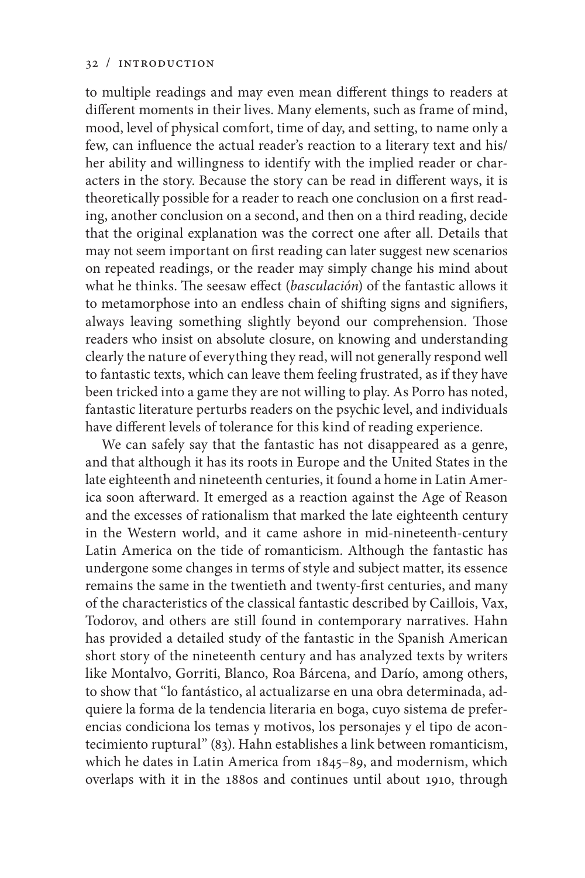to multiple readings and may even mean different things to readers at different moments in their lives. Many elements, such as frame of mind, mood, level of physical comfort, time of day, and setting, to name only a few, can influence the actual reader's reaction to a literary text and his/her ability and willingness to identify with the implied reader or characters in the story. Because the story can be read in different ways, it is theoretically possible for a reader to reach one conclusion on a first reading, another conclusion on a second, and then on a third reading, decide that the original explanation was the correct one after all. Details that may not seem important on first reading can later suggest new scenarios on repeated readings, or the reader may simply change his mind about what he thinks. The seesaw effect (*basculación*) of the fantastic allows it to metamorphose into an endless chain of shifting signs and signifiers, always leaving something slightly beyond our comprehension. Those readers who insist on absolute closure, on knowing and understanding clearly the nature of everything they read, will not generally respond well to fantastic texts, which can leave them feeling frustrated, as if they have been tricked into a game they are not willing to play. As Porro has noted, fantastic literature perturbs readers on the psychic level, and individuals have different levels of tolerance for this kind of reading experience.

We can safely say that the fantastic has not disappeared as a genre, and that although it has its roots in Europe and the United States in the late eighteenth and nineteenth centuries, it found a home in Latin America soon afterward. It emerged as a reaction against the Age of Reason and the excesses of rationalism that marked the late eighteenth century in the Western world, and it came ashore in mid-nineteenth-century Latin America on the tide of romanticism. Although the fantastic has undergone some changes in terms of style and subject matter, its essence remains the same in the twentieth and twenty-first centuries, and many of the characteristics of the classical fantastic described by Caillois, Vax, Todorov, and others are still found in contemporary narratives. Hahn has provided a detailed study of the fantastic in the Spanish American short story of the nineteenth century and has analyzed texts by writers like Montalvo, Gorriti, Blanco, Roa Bárcena, and Darío, among others, to show that "lo fantástico, al actualizarse en una obra determinada, adquiere la forma de la tendencia literaria en boga, cuyo sistema de preferencias condiciona los temas y motivos, los personajes y el tipo de acontecimiento ruptural" (83). Hahn establishes a link between romanticism, which he dates in Latin America from 1845–89, and modernism, which overlaps with it in the 1880s and continues until about 1910, through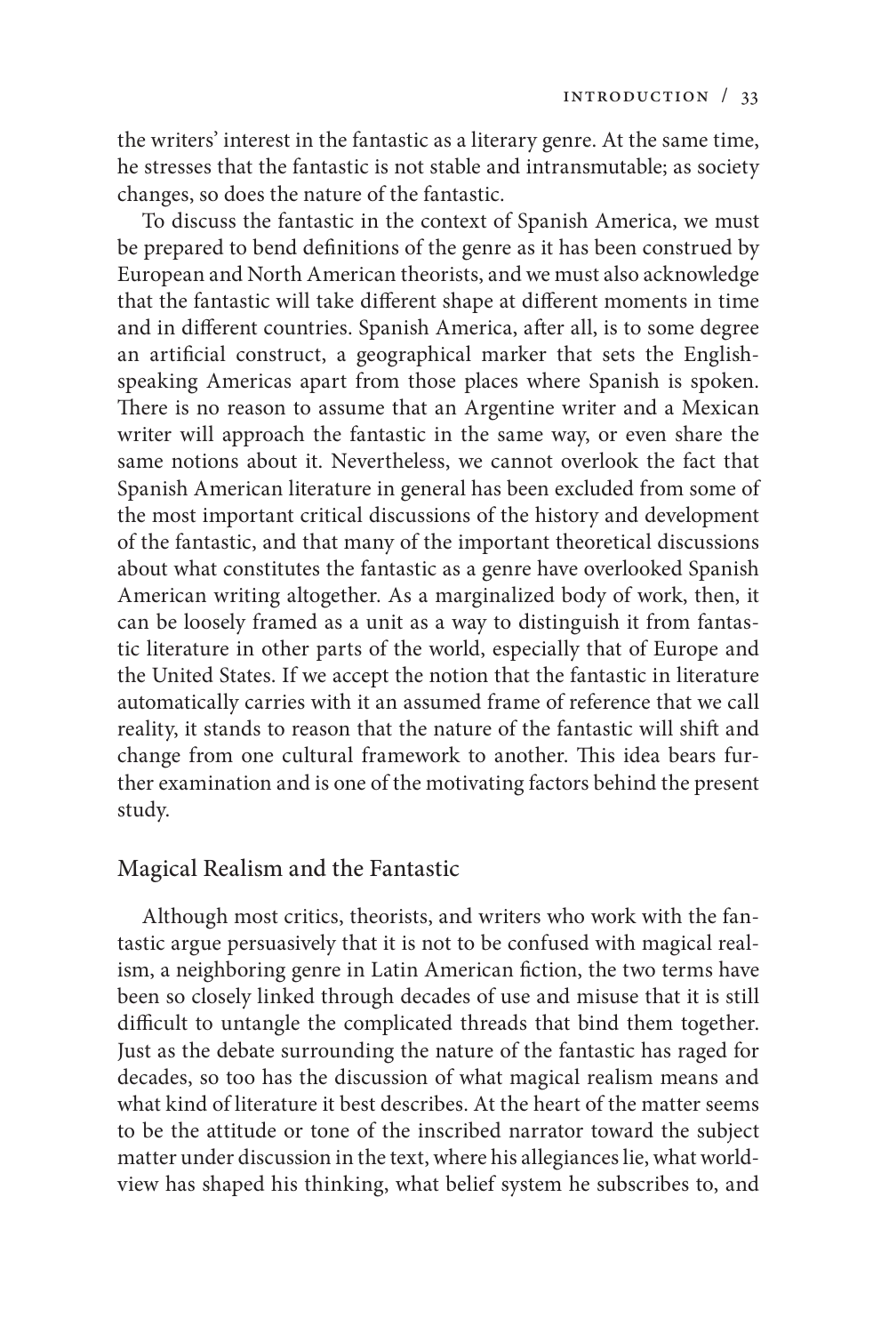the writers' interest in the fantastic as a literary genre. At the same time, he stresses that the fantastic is not stable and intransmutable; as society changes, so does the nature of the fantastic.

To discuss the fantastic in the context of Spanish America, we must be prepared to bend definitions of the genre as it has been construed by European and North American theorists, and we must also acknowledge that the fantastic will take different shape at different moments in time and in different countries. Spanish America, after all, is to some degree an artificial construct, a geographical marker that sets the English-speaking Americas apart from those places where Spanish is spoken. There is no reason to assume that an Argentine writer and a Mexican writer will approach the fantastic in the same way, or even share the same notions about it. Nevertheless, we cannot overlook the fact that Spanish American literature in general has been excluded from some of the most important critical discussions of the history and development of the fantastic, and that many of the important theoretical discussions about what constitutes the fantastic as a genre have overlooked Spanish American writing altogether. As a marginalized body of work, then, it can be loosely framed as a unit as a way to distinguish it from fantastic literature in other parts of the world, especially that of Europe and the United States. If we accept the notion that the fantastic in literature automatically carries with it an assumed frame of reference that we call reality, it stands to reason that the nature of the fantastic will shift and change from one cultural framework to another. This idea bears further examination and is one of the motivating factors behind the present study.

## Magical Realism and the Fantastic

Although most critics, theorists, and writers who work with the fantastic argue persuasively that it is not to be confused with magical realism, a neighboring genre in Latin American fiction, the two terms have been so closely linked through decades of use and misuse that it is still difficult to untangle the complicated threads that bind them together. Just as the debate surrounding the nature of the fantastic has raged for decades, so too has the discussion of what magical realism means and what kind of literature it best describes. At the heart of the matter seems to be the attitude or tone of the inscribed narrator toward the subject matter under discussion in the text, where his allegiances lie, what worldview has shaped his thinking, what belief system he subscribes to, and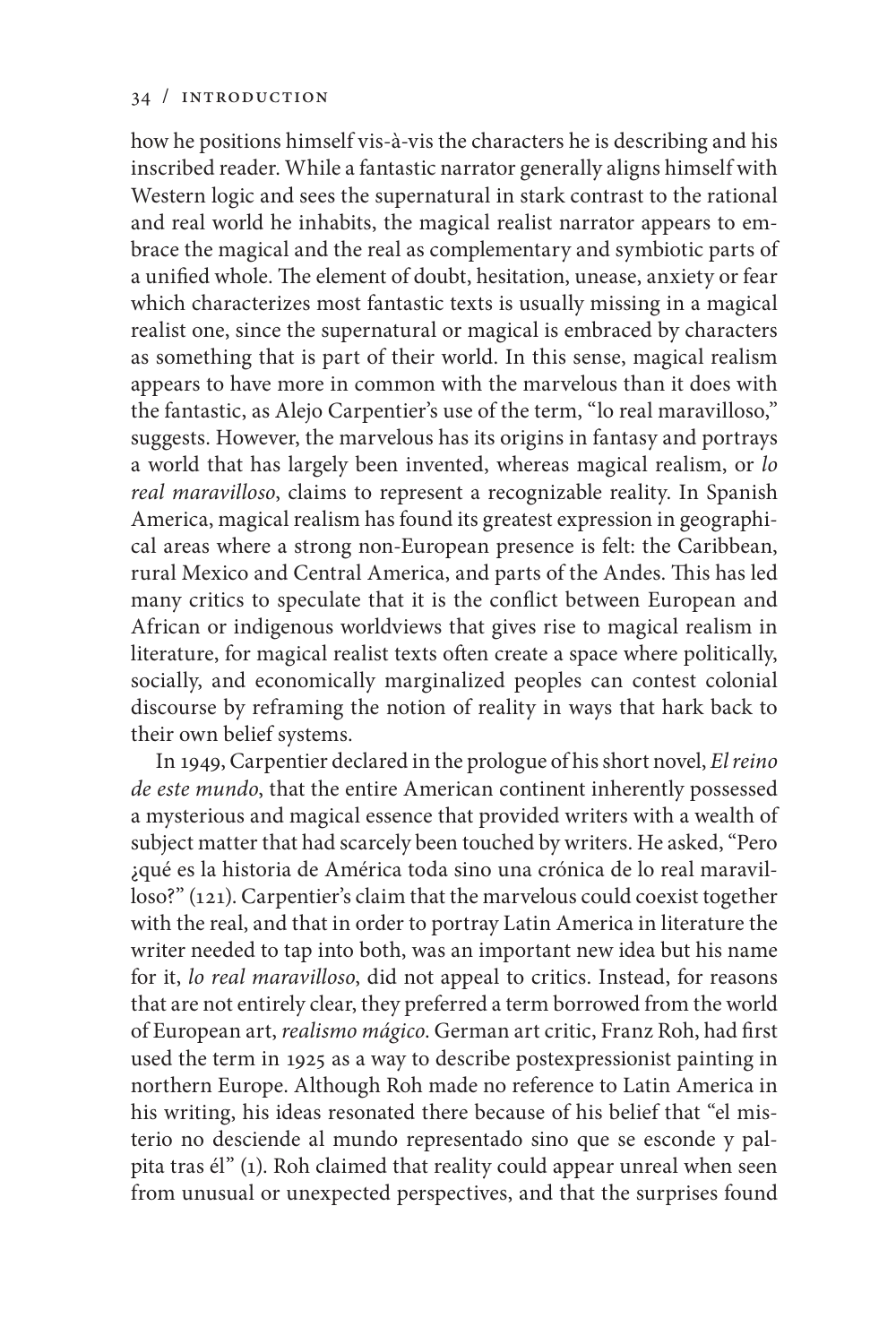how he positions himself vis-à-vis the characters he is describing and his inscribed reader. While a fantastic narrator generally aligns himself with Western logic and sees the supernatural in stark contrast to the rational and real world he inhabits, the magical realist narrator appears to embrace the magical and the real as complementary and symbiotic parts of a unified whole. The element of doubt, hesitation, unease, anxiety or fear which characterizes most fantastic texts is usually missing in a magical realist one, since the supernatural or magical is embraced by characters as something that is part of their world. In this sense, magical realism appears to have more in common with the marvelous than it does with the fantastic, as Alejo Carpentier's use of the term, "lo real maravilloso," suggests. However, the marvelous has its origins in fantasy and portrays a world that has largely been invented, whereas magical realism, or *lo real maravilloso*, claims to represent a recognizable reality. In Spanish America, magical realism has found its greatest expression in geographical areas where a strong non-European presence is felt: the Caribbean, rural Mexico and Central America, and parts of the Andes. This has led many critics to speculate that it is the conflict between European and African or indigenous worldviews that gives rise to magical realism in literature, for magical realist texts often create a space where politically, socially, and economically marginalized peoples can contest colonial discourse by reframing the notion of reality in ways that hark back to their own belief systems.

In 1949, Carpentier declared in the prologue of his short novel, *El reino de este mundo*, that the entire American continent inherently possessed a mysterious and magical essence that provided writers with a wealth of subject matter that had scarcely been touched by writers. He asked, "Pero ¿qué es la historia de América toda sino una crónica de lo real maravilloso?" (121). Carpentier's claim that the marvelous could coexist together with the real, and that in order to portray Latin America in literature the writer needed to tap into both, was an important new idea but his name for it, *lo real maravilloso*, did not appeal to critics. Instead, for reasons that are not entirely clear, they preferred a term borrowed from the world of European art, *realismo mágico*. German art critic, Franz Roh, had first used the term in 1925 as a way to describe postexpressionist painting in northern Europe. Although Roh made no reference to Latin America in his writing, his ideas resonated there because of his belief that "el misterio no desciende al mundo representado sino que se esconde y palpita tras él" (1). Roh claimed that reality could appear unreal when seen from unusual or unexpected perspectives, and that the surprises found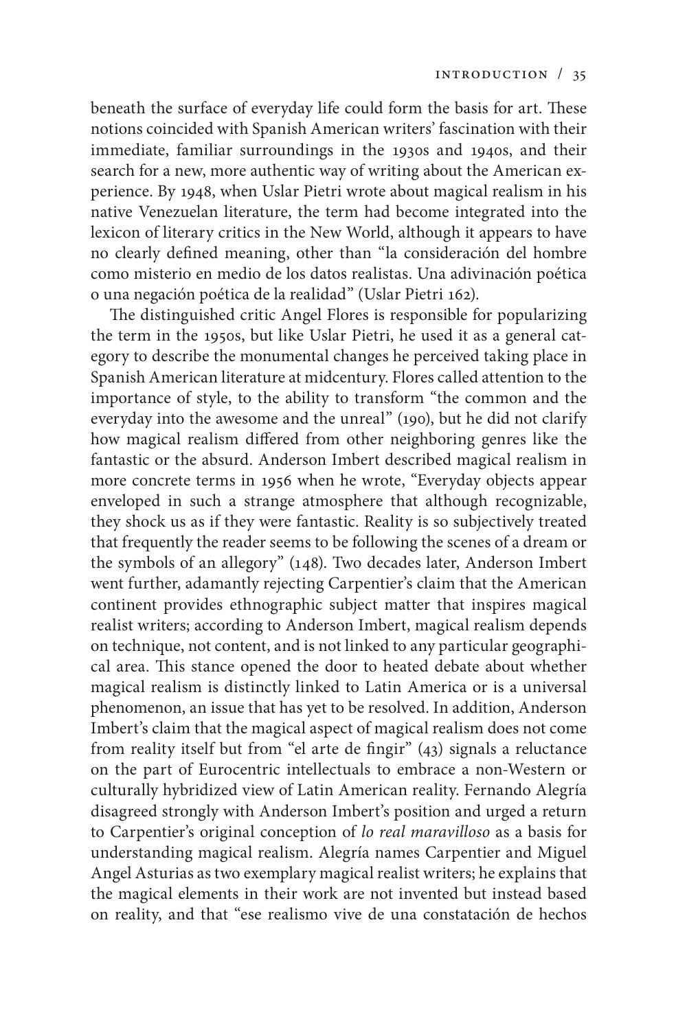beneath the surface of everyday life could form the basis for art. These notions coincided with Spanish American writers' fascination with their immediate, familiar surroundings in the 1930s and 1940s, and their search for a new, more authentic way of writing about the American experience. By 1948, when Uslar Pietri wrote about magical realism in his native Venezuelan literature, the term had become integrated into the lexicon of literary critics in the New World, although it appears to have no clearly defined meaning, other than "la consideración del hombre como misterio en medio de los datos realistas. Una adivinación poética o una negación poética de la realidad" (Uslar Pietri 162).

The distinguished critic Angel Flores is responsible for popularizing the term in the 1950s, but like Uslar Pietri, he used it as a general category to describe the monumental changes he perceived taking place in Spanish American literature at midcentury. Flores called attention to the importance of style, to the ability to transform "the common and the everyday into the awesome and the unreal" (190), but he did not clarify how magical realism differed from other neighboring genres like the fantastic or the absurd. Anderson Imbert described magical realism in more concrete terms in 1956 when he wrote, "Everyday objects appear enveloped in such a strange atmosphere that although recognizable, they shock us as if they were fantastic. Reality is so subjectively treated that frequently the reader seems to be following the scenes of a dream or the symbols of an allegory" (148). Two decades later, Anderson Imbert went further, adamantly rejecting Carpentier's claim that the American continent provides ethnographic subject matter that inspires magical realist writers; according to Anderson Imbert, magical realism depends on technique, not content, and is not linked to any particular geographical area. This stance opened the door to heated debate about whether magical realism is distinctly linked to Latin America or is a universal phenomenon, an issue that has yet to be resolved. In addition, Anderson Imbert's claim that the magical aspect of magical realism does not come from reality itself but from "el arte de fingir" (43) signals a reluctance on the part of Eurocentric intellectuals to embrace a non-Western or culturally hybridized view of Latin American reality. Fernando Alegría disagreed strongly with Anderson Imbert's position and urged a return to Carpentier's original conception of *lo real maravilloso* as a basis for understanding magical realism. Alegría names Carpentier and Miguel Angel Asturias as two exemplary magical realist writers; he explains that the magical elements in their work are not invented but instead based on reality, and that "ese realismo vive de una constatación de hechos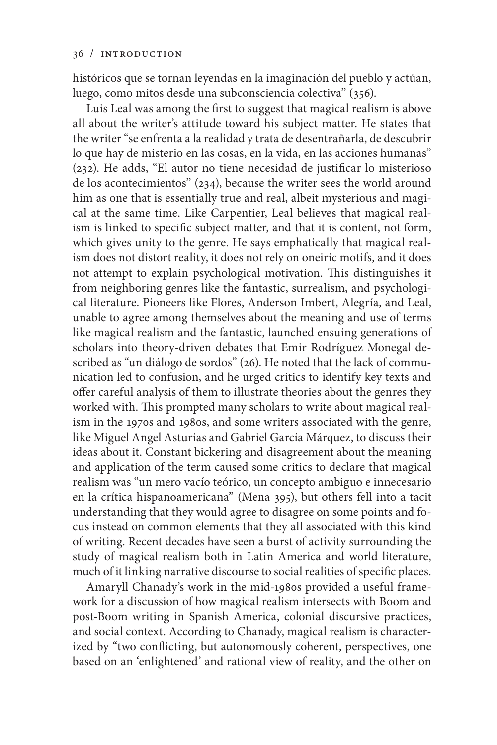históricos que se tornan leyendas en la imaginación del pueblo y actúan, luego, como mitos desde una subconsciencia colectiva" (356).

Luis Leal was among the first to suggest that magical realism is above all about the writer's attitude toward his subject matter. He states that the writer "se enfrenta a la realidad y trata de desentrañarla, de descubrir lo que hay de misterio en las cosas, en la vida, en las acciones humanas" (232). He adds, "El autor no tiene necesidad de justificar lo misterioso de los acontecimientos" (234), because the writer sees the world around him as one that is essentially true and real, albeit mysterious and magical at the same time. Like Carpentier, Leal believes that magical realism is linked to specific subject matter, and that it is content, not form, which gives unity to the genre. He says emphatically that magical realism does not distort reality, it does not rely on oneiric motifs, and it does not attempt to explain psychological motivation. This distinguishes it from neighboring genres like the fantastic, surrealism, and psychological literature. Pioneers like Flores, Anderson Imbert, Alegría, and Leal, unable to agree among themselves about the meaning and use of terms like magical realism and the fantastic, launched ensuing generations of scholars into theory-driven debates that Emir Rodríguez Monegal described as "un diálogo de sordos" (26). He noted that the lack of communication led to confusion, and he urged critics to identify key texts and offer careful analysis of them to illustrate theories about the genres they worked with. This prompted many scholars to write about magical realism in the 1970s and 1980s, and some writers associated with the genre, like Miguel Angel Asturias and Gabriel García Márquez, to discuss their ideas about it. Constant bickering and disagreement about the meaning and application of the term caused some critics to declare that magical realism was "un mero vacío teórico, un concepto ambiguo e innecesario en la crítica hispanoamericana" (Mena 395), but others fell into a tacit understanding that they would agree to disagree on some points and focus instead on common elements that they all associated with this kind of writing. Recent decades have seen a burst of activity surrounding the study of magical realism both in Latin America and world literature, much of it linking narrative discourse to social realities of specific places.

Amaryll Chanady's work in the mid-1980s provided a useful framework for a discussion of how magical realism intersects with Boom and post-Boom writing in Spanish America, colonial discursive practices, and social context. According to Chanady, magical realism is characterized by "two conflicting, but autonomously coherent, perspectives, one based on an 'enlightened' and rational view of reality, and the other on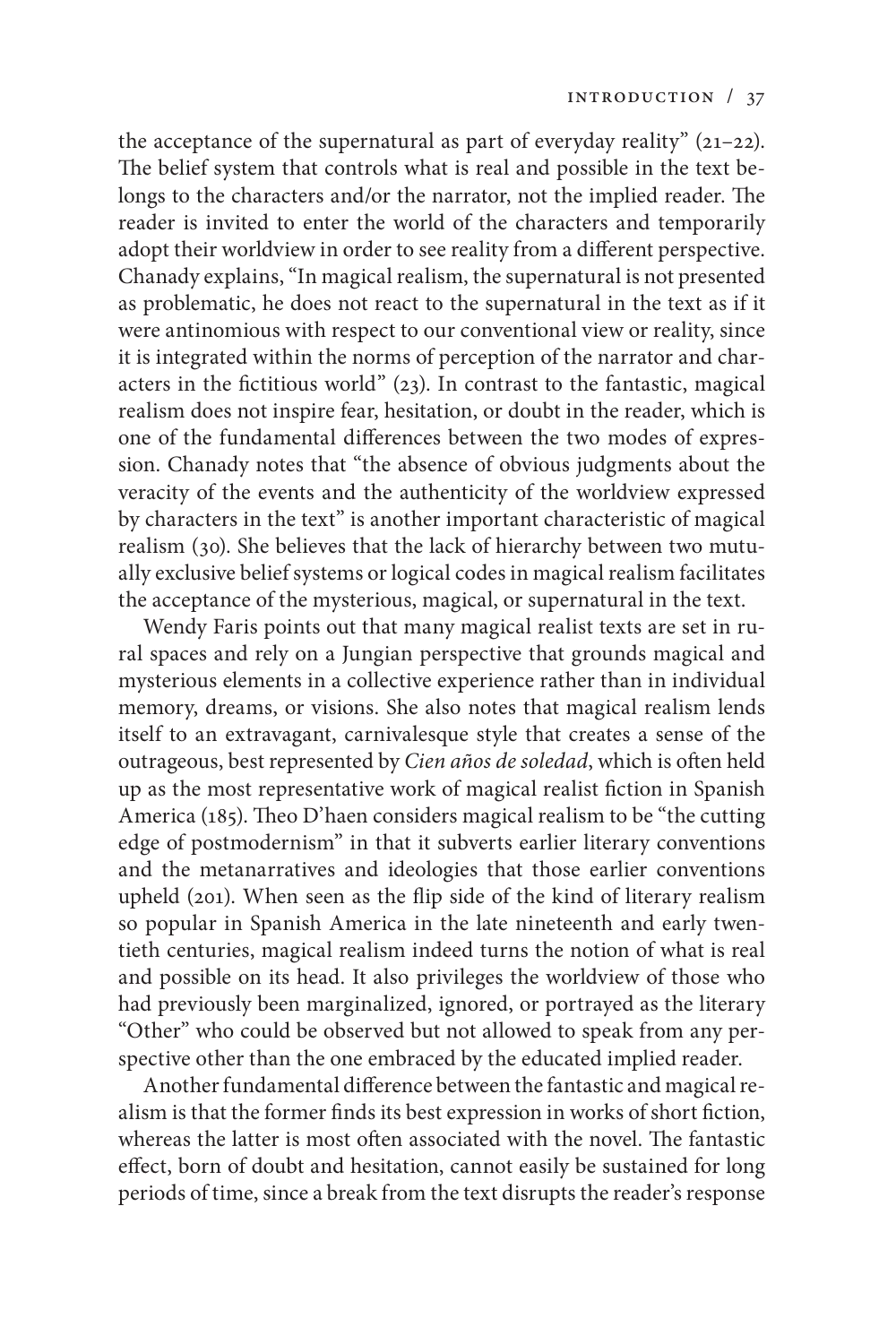the acceptance of the supernatural as part of everyday reality" (21–22). The belief system that controls what is real and possible in the text belongs to the characters and/or the narrator, not the implied reader. The reader is invited to enter the world of the characters and temporarily adopt their worldview in order to see reality from a different perspective. Chanady explains, "In magical realism, the supernatural is not presented as problematic, he does not react to the supernatural in the text as if it were antinomious with respect to our conventional view or reality, since it is integrated within the norms of perception of the narrator and characters in the fictitious world" (23). In contrast to the fantastic, magical realism does not inspire fear, hesitation, or doubt in the reader, which is one of the fundamental differences between the two modes of expression. Chanady notes that "the absence of obvious judgments about the veracity of the events and the authenticity of the worldview expressed by characters in the text" is another important characteristic of magical realism (30). She believes that the lack of hierarchy between two mutually exclusive belief systems or logical codes in magical realism facilitates the acceptance of the mysterious, magical, or supernatural in the text.

Wendy Faris points out that many magical realist texts are set in rural spaces and rely on a Jungian perspective that grounds magical and mysterious elements in a collective experience rather than in individual memory, dreams, or visions. She also notes that magical realism lends itself to an extravagant, carnivalesque style that creates a sense of the outrageous, best represented by *Cien años de soledad*, which is often held up as the most representative work of magical realist fiction in Spanish America (185). Theo D'haen considers magical realism to be "the cutting edge of postmodernism" in that it subverts earlier literary conventions and the metanarratives and ideologies that those earlier conventions upheld (201). When seen as the flip side of the kind of literary realism so popular in Spanish America in the late nineteenth and early twentieth centuries, magical realism indeed turns the notion of what is real and possible on its head. It also privileges the worldview of those who had previously been marginalized, ignored, or portrayed as the literary "Other" who could be observed but not allowed to speak from any perspective other than the one embraced by the educated implied reader.

Another fundamental difference between the fantastic and magical realism is that the former finds its best expression in works of short fiction, whereas the latter is most often associated with the novel. The fantastic effect, born of doubt and hesitation, cannot easily be sustained for long periods of time, since a break from the text disrupts the reader's response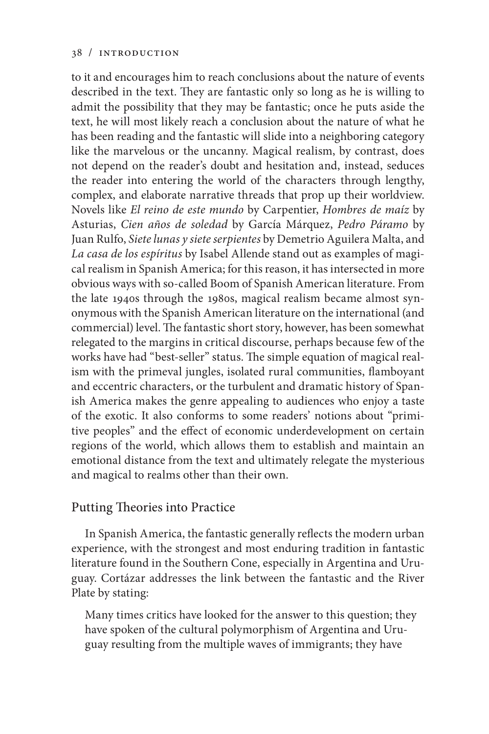to it and encourages him to reach conclusions about the nature of events described in the text. They are fantastic only so long as he is willing to admit the possibility that they may be fantastic; once he puts aside the text, he will most likely reach a conclusion about the nature of what he has been reading and the fantastic will slide into a neighboring category like the marvelous or the uncanny. Magical realism, by contrast, does not depend on the reader's doubt and hesitation and, instead, seduces the reader into entering the world of the characters through lengthy, complex, and elaborate narrative threads that prop up their worldview. Novels like *El reino de este mundo* by Carpentier, *Hombres de maíz* by Asturias, *Cien años de soledad* by García Márquez, *Pedro Páramo* by Juan Rulfo, *Siete lunas y siete serpientes* by Demetrio Aguilera Malta, and *La casa de los espíritus* by Isabel Allende stand out as examples of magical realism in Spanish America; for this reason, it has intersected in more obvious ways with so-called Boom of Spanish American literature. From the late 1940s through the 1980s, magical realism became almost synonymous with the Spanish American literature on the international (and commercial) level. The fantastic short story, however, has been somewhat relegated to the margins in critical discourse, perhaps because few of the works have had "best-seller" status. The simple equation of magical realism with the primeval jungles, isolated rural communities, flamboyant and eccentric characters, or the turbulent and dramatic history of Spanish America makes the genre appealing to audiences who enjoy a taste of the exotic. It also conforms to some readers' notions about "primitive peoples" and the effect of economic underdevelopment on certain regions of the world, which allows them to establish and maintain an emotional distance from the text and ultimately relegate the mysterious and magical to realms other than their own.

## Putting Theories into Practice

In Spanish America, the fantastic generally reflects the modern urban experience, with the strongest and most enduring tradition in fantastic literature found in the Southern Cone, especially in Argentina and Uruguay. Cortázar addresses the link between the fantastic and the River Plate by stating:

> Many times critics have looked for the answer to this question; they have spoken of the cultural polymorphism of Argentina and Uruguay resulting from the multiple waves of immigrants; they have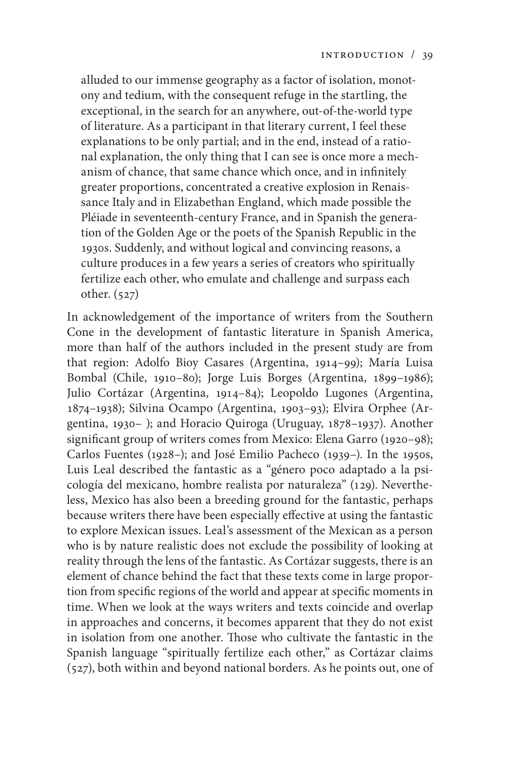> alluded to our immense geography as a factor of isolation, monotony and tedium, with the consequent refuge in the startling, the exceptional, in the search for an anywhere, out-of-the-world type of literature. As a participant in that literary current, I feel these explanations to be only partial; and in the end, instead of a rational explanation, the only thing that I can see is once more a mechanism of chance, that same chance which once, and in infinitely greater proportions, concentrated a creative explosion in Renaissance Italy and in Elizabethan England, which made possible the Pléiade in seventeenth-century France, and in Spanish the generation of the Golden Age or the poets of the Spanish Republic in the 1930s. Suddenly, and without logical and convincing reasons, a culture produces in a few years a series of creators who spiritually fertilize each other, who emulate and challenge and surpass each other. (527)

In acknowledgement of the importance of writers from the Southern Cone in the development of fantastic literature in Spanish America, more than half of the authors included in the present study are from that region: Adolfo Bioy Casares (Argentina, 1914–99); María Luisa Bombal (Chile, 1910–80); Jorge Luis Borges (Argentina, 1899–1986); Julio Cortázar (Argentina, 1914–84); Leopoldo Lugones (Argentina, 1874–1938); Silvina Ocampo (Argentina, 1903–93); Elvira Orphee (Argentina, 1930– ); and Horacio Quiroga (Uruguay, 1878–1937). Another significant group of writers comes from Mexico: Elena Garro (1920–98); Carlos Fuentes (1928–); and José Emilio Pacheco (1939–). In the 1950s, Luis Leal described the fantastic as a "género poco adaptado a la psicología del mexicano, hombre realista por naturaleza" (129). Nevertheless, Mexico has also been a breeding ground for the fantastic, perhaps because writers there have been especially effective at using the fantastic to explore Mexican issues. Leal's assessment of the Mexican as a person who is by nature realistic does not exclude the possibility of looking at reality through the lens of the fantastic. As Cortázar suggests, there is an element of chance behind the fact that these texts come in large proportion from specific regions of the world and appear at specific moments in time. When we look at the ways writers and texts coincide and overlap in approaches and concerns, it becomes apparent that they do not exist in isolation from one another. Those who cultivate the fantastic in the Spanish language "spiritually fertilize each other," as Cortázar claims (527), both within and beyond national borders. As he points out, one of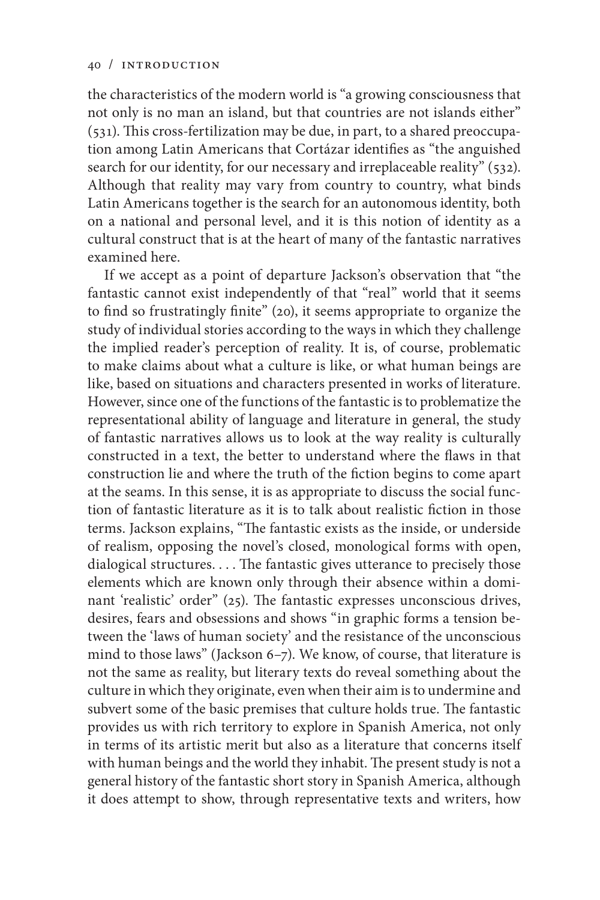the characteristics of the modern world is "a growing consciousness that not only is no man an island, but that countries are not islands either" (531). This cross-fertilization may be due, in part, to a shared preoccupation among Latin Americans that Cortázar identifies as "the anguished search for our identity, for our necessary and irreplaceable reality" (532). Although that reality may vary from country to country, what binds Latin Americans together is the search for an autonomous identity, both on a national and personal level, and it is this notion of identity as a cultural construct that is at the heart of many of the fantastic narratives examined here.

If we accept as a point of departure Jackson's observation that "the fantastic cannot exist independently of that "real" world that it seems to find so frustratingly finite" (20), it seems appropriate to organize the study of individual stories according to the ways in which they challenge the implied reader's perception of reality. It is, of course, problematic to make claims about what a culture is like, or what human beings are like, based on situations and characters presented in works of literature. However, since one of the functions of the fantastic is to problematize the representational ability of language and literature in general, the study of fantastic narratives allows us to look at the way reality is culturally constructed in a text, the better to understand where the flaws in that construction lie and where the truth of the fiction begins to come apart at the seams. In this sense, it is as appropriate to discuss the social function of fantastic literature as it is to talk about realistic fiction in those terms. Jackson explains, "The fantastic exists as the inside, or underside of realism, opposing the novel's closed, monological forms with open, dialogical structures. . . . The fantastic gives utterance to precisely those elements which are known only through their absence within a dominant 'realistic' order" (25). The fantastic expresses unconscious drives, desires, fears and obsessions and shows "in graphic forms a tension between the 'laws of human society' and the resistance of the unconscious mind to those laws" (Jackson 6–7). We know, of course, that literature is not the same as reality, but literary texts do reveal something about the culture in which they originate, even when their aim is to undermine and subvert some of the basic premises that culture holds true. The fantastic provides us with rich territory to explore in Spanish America, not only in terms of its artistic merit but also as a literature that concerns itself with human beings and the world they inhabit. The present study is not a general history of the fantastic short story in Spanish America, although it does attempt to show, through representative texts and writers, how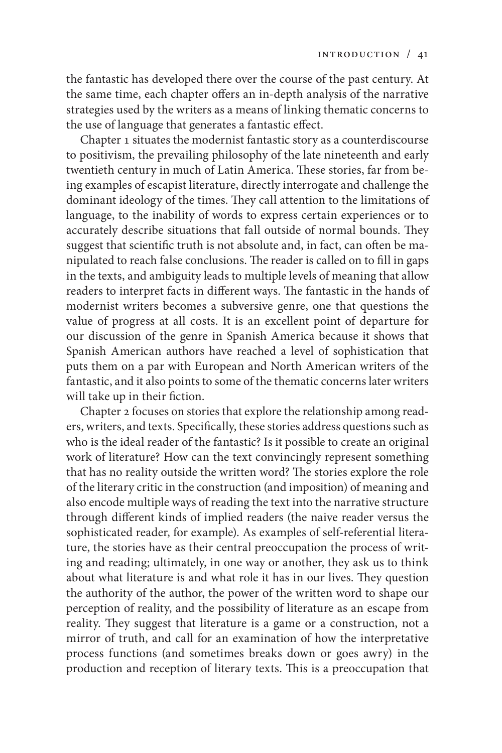the fantastic has developed there over the course of the past century. At the same time, each chapter offers an in-depth analysis of the narrative strategies used by the writers as a means of linking thematic concerns to the use of language that generates a fantastic effect.

Chapter 1 situates the modernist fantastic story as a counterdiscourse to positivism, the prevailing philosophy of the late nineteenth and early twentieth century in much of Latin America. These stories, far from being examples of escapist literature, directly interrogate and challenge the dominant ideology of the times. They call attention to the limitations of language, to the inability of words to express certain experiences or to accurately describe situations that fall outside of normal bounds. They suggest that scientific truth is not absolute and, in fact, can often be manipulated to reach false conclusions. The reader is called on to fill in gaps in the texts, and ambiguity leads to multiple levels of meaning that allow readers to interpret facts in different ways. The fantastic in the hands of modernist writers becomes a subversive genre, one that questions the value of progress at all costs. It is an excellent point of departure for our discussion of the genre in Spanish America because it shows that Spanish American authors have reached a level of sophistication that puts them on a par with European and North American writers of the fantastic, and it also points to some of the thematic concerns later writers will take up in their fiction.

Chapter 2 focuses on stories that explore the relationship among readers, writers, and texts. Specifically, these stories address questions such as who is the ideal reader of the fantastic? Is it possible to create an original work of literature? How can the text convincingly represent something that has no reality outside the written word? The stories explore the role of the literary critic in the construction (and imposition) of meaning and also encode multiple ways of reading the text into the narrative structure through different kinds of implied readers (the naive reader versus the sophisticated reader, for example). As examples of self-referential literature, the stories have as their central preoccupation the process of writing and reading; ultimately, in one way or another, they ask us to think about what literature is and what role it has in our lives. They question the authority of the author, the power of the written word to shape our perception of reality, and the possibility of literature as an escape from reality. They suggest that literature is a game or a construction, not a mirror of truth, and call for an examination of how the interpretative process functions (and sometimes breaks down or goes awry) in the production and reception of literary texts. This is a preoccupation that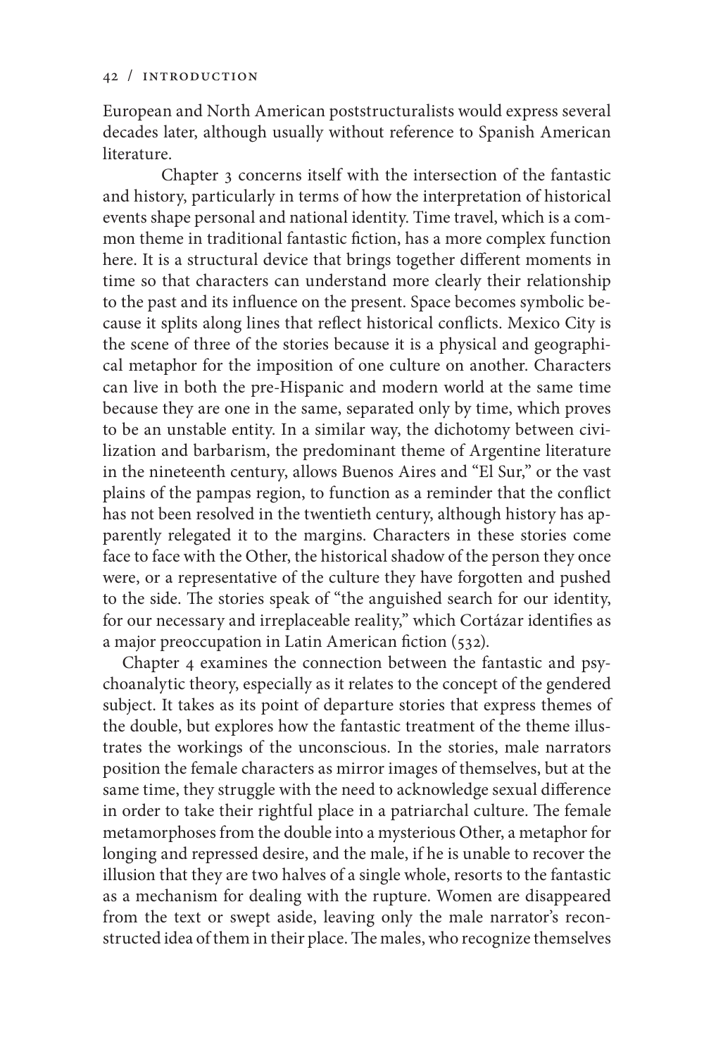European and North American poststructuralists would express several decades later, although usually without reference to Spanish American literature.

Chapter 3 concerns itself with the intersection of the fantastic and history, particularly in terms of how the interpretation of historical events shape personal and national identity. Time travel, which is a common theme in traditional fantastic fiction, has a more complex function here. It is a structural device that brings together different moments in time so that characters can understand more clearly their relationship to the past and its influence on the present. Space becomes symbolic because it splits along lines that reflect historical conflicts. Mexico City is the scene of three of the stories because it is a physical and geographical metaphor for the imposition of one culture on another. Characters can live in both the pre-Hispanic and modern world at the same time because they are one in the same, separated only by time, which proves to be an unstable entity. In a similar way, the dichotomy between civilization and barbarism, the predominant theme of Argentine literature in the nineteenth century, allows Buenos Aires and "El Sur," or the vast plains of the pampas region, to function as a reminder that the conflict has not been resolved in the twentieth century, although history has apparently relegated it to the margins. Characters in these stories come face to face with the Other, the historical shadow of the person they once were, or a representative of the culture they have forgotten and pushed to the side. The stories speak of "the anguished search for our identity, for our necessary and irreplaceable reality," which Cortázar identifies as a major preoccupation in Latin American fiction (532).

Chapter 4 examines the connection between the fantastic and psychoanalytic theory, especially as it relates to the concept of the gendered subject. It takes as its point of departure stories that express themes of the double, but explores how the fantastic treatment of the theme illustrates the workings of the unconscious. In the stories, male narrators position the female characters as mirror images of themselves, but at the same time, they struggle with the need to acknowledge sexual difference in order to take their rightful place in a patriarchal culture. The female metamorphoses from the double into a mysterious Other, a metaphor for longing and repressed desire, and the male, if he is unable to recover the illusion that they are two halves of a single whole, resorts to the fantastic as a mechanism for dealing with the rupture. Women are disappeared from the text or swept aside, leaving only the male narrator's reconstructed idea of them in their place. The males, who recognize themselves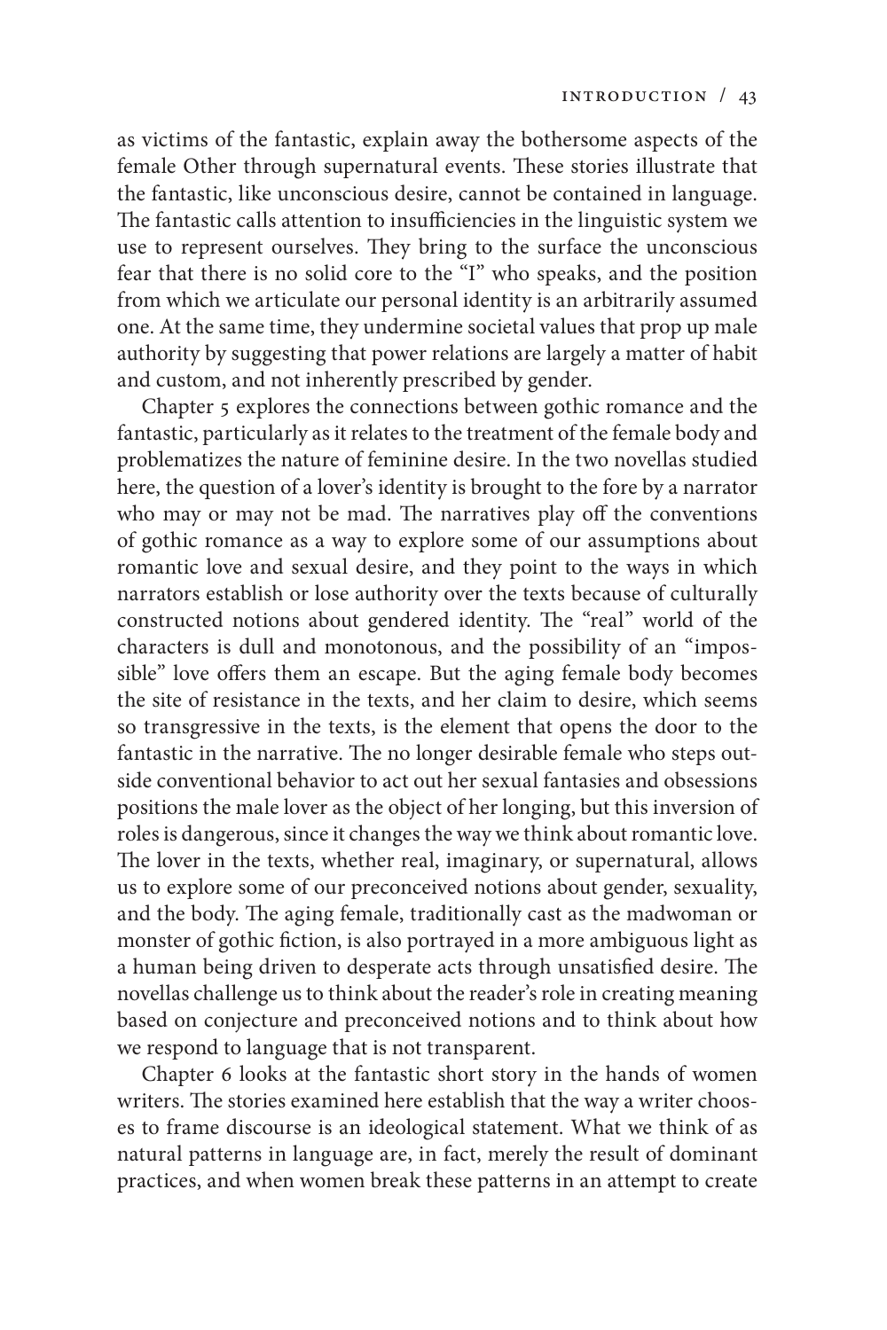as victims of the fantastic, explain away the bothersome aspects of the female Other through supernatural events. These stories illustrate that the fantastic, like unconscious desire, cannot be contained in language. The fantastic calls attention to insufficiencies in the linguistic system we use to represent ourselves. They bring to the surface the unconscious fear that there is no solid core to the "I" who speaks, and the position from which we articulate our personal identity is an arbitrarily assumed one. At the same time, they undermine societal values that prop up male authority by suggesting that power relations are largely a matter of habit and custom, and not inherently prescribed by gender.

Chapter 5 explores the connections between gothic romance and the fantastic, particularly as it relates to the treatment of the female body and problematizes the nature of feminine desire. In the two novellas studied here, the question of a lover's identity is brought to the fore by a narrator who may or may not be mad. The narratives play off the conventions of gothic romance as a way to explore some of our assumptions about romantic love and sexual desire, and they point to the ways in which narrators establish or lose authority over the texts because of culturally constructed notions about gendered identity. The "real" world of the characters is dull and monotonous, and the possibility of an "impossible" love offers them an escape. But the aging female body becomes the site of resistance in the texts, and her claim to desire, which seems so transgressive in the texts, is the element that opens the door to the fantastic in the narrative. The no longer desirable female who steps outside conventional behavior to act out her sexual fantasies and obsessions positions the male lover as the object of her longing, but this inversion of roles is dangerous, since it changes the way we think about romantic love. The lover in the texts, whether real, imaginary, or supernatural, allows us to explore some of our preconceived notions about gender, sexuality, and the body. The aging female, traditionally cast as the madwoman or monster of gothic fiction, is also portrayed in a more ambiguous light as a human being driven to desperate acts through unsatisfied desire. The novellas challenge us to think about the reader's role in creating meaning based on conjecture and preconceived notions and to think about how we respond to language that is not transparent.

Chapter 6 looks at the fantastic short story in the hands of women writers. The stories examined here establish that the way a writer chooses to frame discourse is an ideological statement. What we think of as natural patterns in language are, in fact, merely the result of dominant practices, and when women break these patterns in an attempt to create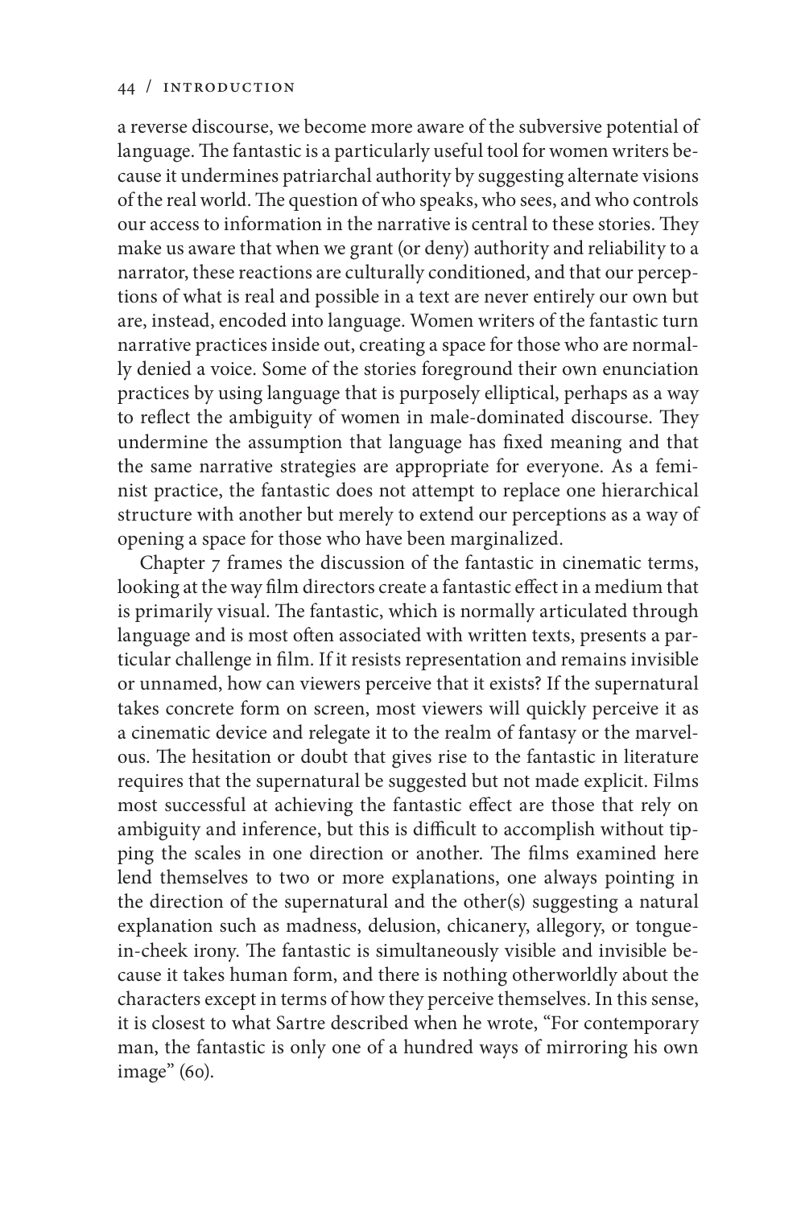a reverse discourse, we become more aware of the subversive potential of language. The fantastic is a particularly useful tool for women writers because it undermines patriarchal authority by suggesting alternate visions of the real world. The question of who speaks, who sees, and who controls our access to information in the narrative is central to these stories. They make us aware that when we grant (or deny) authority and reliability to a narrator, these reactions are culturally conditioned, and that our perceptions of what is real and possible in a text are never entirely our own but are, instead, encoded into language. Women writers of the fantastic turn narrative practices inside out, creating a space for those who are normally denied a voice. Some of the stories foreground their own enunciation practices by using language that is purposely elliptical, perhaps as a way to reflect the ambiguity of women in male-dominated discourse. They undermine the assumption that language has fixed meaning and that the same narrative strategies are appropriate for everyone. As a feminist practice, the fantastic does not attempt to replace one hierarchical structure with another but merely to extend our perceptions as a way of opening a space for those who have been marginalized.

Chapter 7 frames the discussion of the fantastic in cinematic terms, looking at the way film directors create a fantastic effect in a medium that is primarily visual. The fantastic, which is normally articulated through language and is most often associated with written texts, presents a particular challenge in film. If it resists representation and remains invisible or unnamed, how can viewers perceive that it exists? If the supernatural takes concrete form on screen, most viewers will quickly perceive it as a cinematic device and relegate it to the realm of fantasy or the marvelous. The hesitation or doubt that gives rise to the fantastic in literature requires that the supernatural be suggested but not made explicit. Films most successful at achieving the fantastic effect are those that rely on ambiguity and inference, but this is difficult to accomplish without tipping the scales in one direction or another. The films examined here lend themselves to two or more explanations, one always pointing in the direction of the supernatural and the other(s) suggesting a natural explanation such as madness, delusion, chicanery, allegory, or tongue-in-cheek irony. The fantastic is simultaneously visible and invisible because it takes human form, and there is nothing otherworldly about the characters except in terms of how they perceive themselves. In this sense, it is closest to what Sartre described when he wrote, "For contemporary man, the fantastic is only one of a hundred ways of mirroring his own image" (60).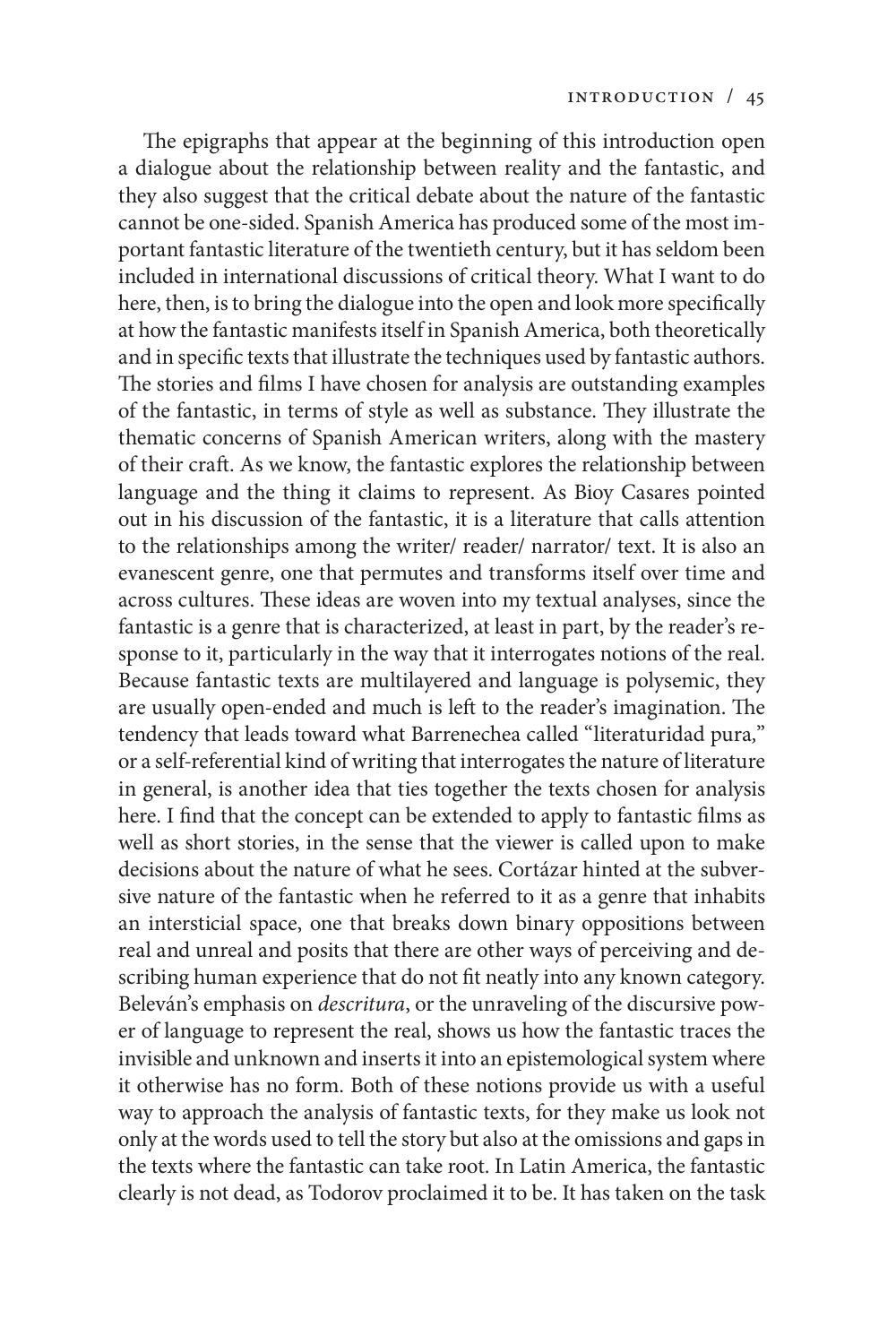The epigraphs that appear at the beginning of this introduction open a dialogue about the relationship between reality and the fantastic, and they also suggest that the critical debate about the nature of the fantastic cannot be one-sided. Spanish America has produced some of the most important fantastic literature of the twentieth century, but it has seldom been included in international discussions of critical theory. What I want to do here, then, is to bring the dialogue into the open and look more specifically at how the fantastic manifests itself in Spanish America, both theoretically and in specific texts that illustrate the techniques used by fantastic authors. The stories and films I have chosen for analysis are outstanding examples of the fantastic, in terms of style as well as substance. They illustrate the thematic concerns of Spanish American writers, along with the mastery of their craft. As we know, the fantastic explores the relationship between language and the thing it claims to represent. As Bioy Casares pointed out in his discussion of the fantastic, it is a literature that calls attention to the relationships among the writer/ reader/ narrator/ text. It is also an evanescent genre, one that permutes and transforms itself over time and across cultures. These ideas are woven into my textual analyses, since the fantastic is a genre that is characterized, at least in part, by the reader's response to it, particularly in the way that it interrogates notions of the real. Because fantastic texts are multilayered and language is polysemic, they are usually open-ended and much is left to the reader's imagination. The tendency that leads toward what Barrenechea called "literaturidad pura," or a self-referential kind of writing that interrogates the nature of literature in general, is another idea that ties together the texts chosen for analysis here. I find that the concept can be extended to apply to fantastic films as well as short stories, in the sense that the viewer is called upon to make decisions about the nature of what he sees. Cortázar hinted at the subversive nature of the fantastic when he referred to it as a genre that inhabits an intersticial space, one that breaks down binary oppositions between real and unreal and posits that there are other ways of perceiving and describing human experience that do not fit neatly into any known category. Beleván's emphasis on *descritura*, or the unraveling of the discursive power of language to represent the real, shows us how the fantastic traces the invisible and unknown and inserts it into an epistemological system where it otherwise has no form. Both of these notions provide us with a useful way to approach the analysis of fantastic texts, for they make us look not only at the words used to tell the story but also at the omissions and gaps in the texts where the fantastic can take root. In Latin America, the fantastic clearly is not dead, as Todorov proclaimed it to be. It has taken on the task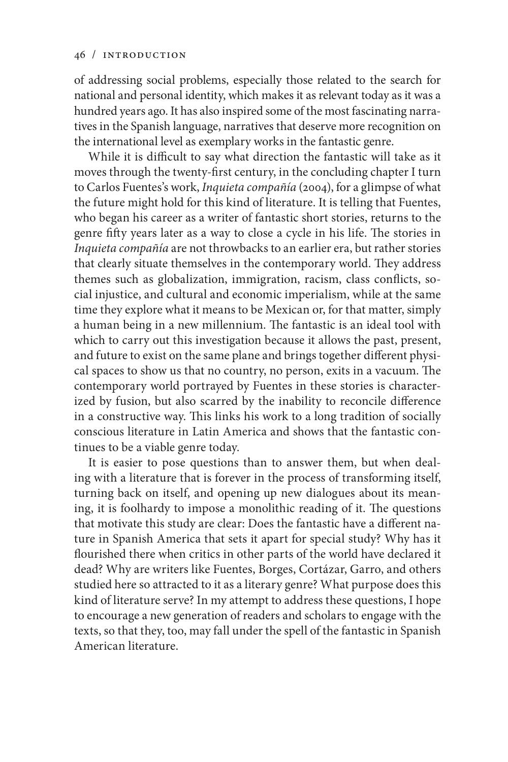of addressing social problems, especially those related to the search for national and personal identity, which makes it as relevant today as it was a hundred years ago. It has also inspired some of the most fascinating narratives in the Spanish language, narratives that deserve more recognition on the international level as exemplary works in the fantastic genre.

While it is difficult to say what direction the fantastic will take as it moves through the twenty-first century, in the concluding chapter I turn to Carlos Fuentes's work, *Inquieta compañía* (2004), for a glimpse of what the future might hold for this kind of literature. It is telling that Fuentes, who began his career as a writer of fantastic short stories, returns to the genre fifty years later as a way to close a cycle in his life. The stories in *Inquieta compañía* are not throwbacks to an earlier era, but rather stories that clearly situate themselves in the contemporary world. They address themes such as globalization, immigration, racism, class conflicts, social injustice, and cultural and economic imperialism, while at the same time they explore what it means to be Mexican or, for that matter, simply a human being in a new millennium. The fantastic is an ideal tool with which to carry out this investigation because it allows the past, present, and future to exist on the same plane and brings together different physical spaces to show us that no country, no person, exits in a vacuum. The contemporary world portrayed by Fuentes in these stories is characterized by fusion, but also scarred by the inability to reconcile difference in a constructive way. This links his work to a long tradition of socially conscious literature in Latin America and shows that the fantastic continues to be a viable genre today.

It is easier to pose questions than to answer them, but when dealing with a literature that is forever in the process of transforming itself, turning back on itself, and opening up new dialogues about its meaning, it is foolhardy to impose a monolithic reading of it. The questions that motivate this study are clear: Does the fantastic have a different nature in Spanish America that sets it apart for special study? Why has it flourished there when critics in other parts of the world have declared it dead? Why are writers like Fuentes, Borges, Cortázar, Garro, and others studied here so attracted to it as a literary genre? What purpose does this kind of literature serve? In my attempt to address these questions, I hope to encourage a new generation of readers and scholars to engage with the texts, so that they, too, may fall under the spell of the fantastic in Spanish American literature.